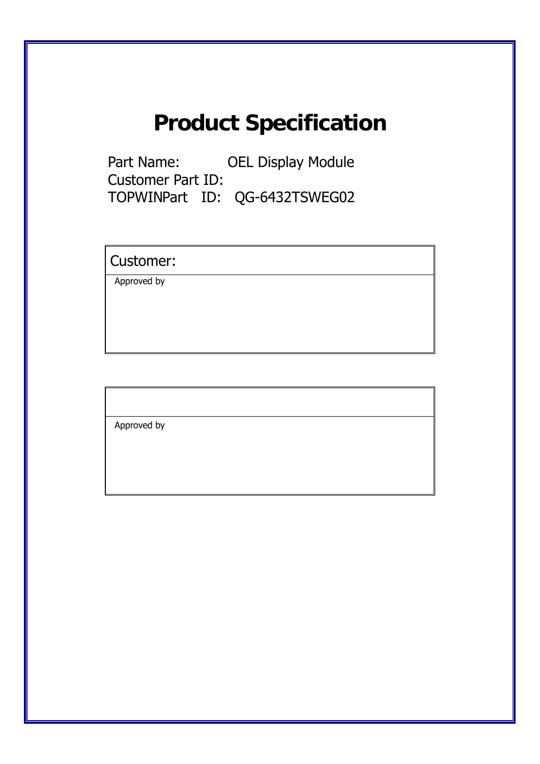# Product Specification

Part Name: OEL Display Module

Customer Part ID:

TOPWINPart ID: QG-6432TSWEG02

| Customer: |
| --- |
| Approved by |

| |
| --- |
| Approved by |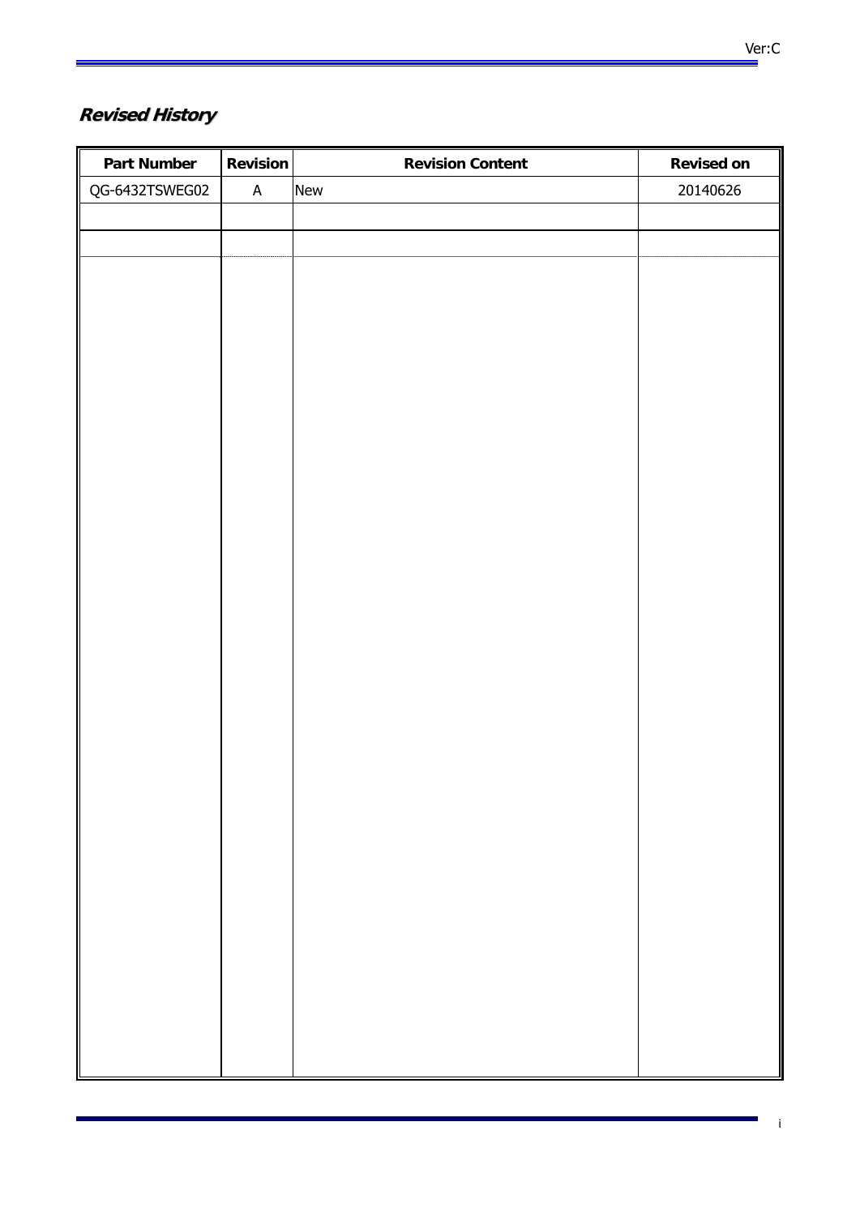## *Revised History*

| Part Number | Revision | Revision Content | Revised on |
|---|---|---|---|
| QG-6432TSWEG02 | A | New | 20140626 |
| | | | |
| | | | |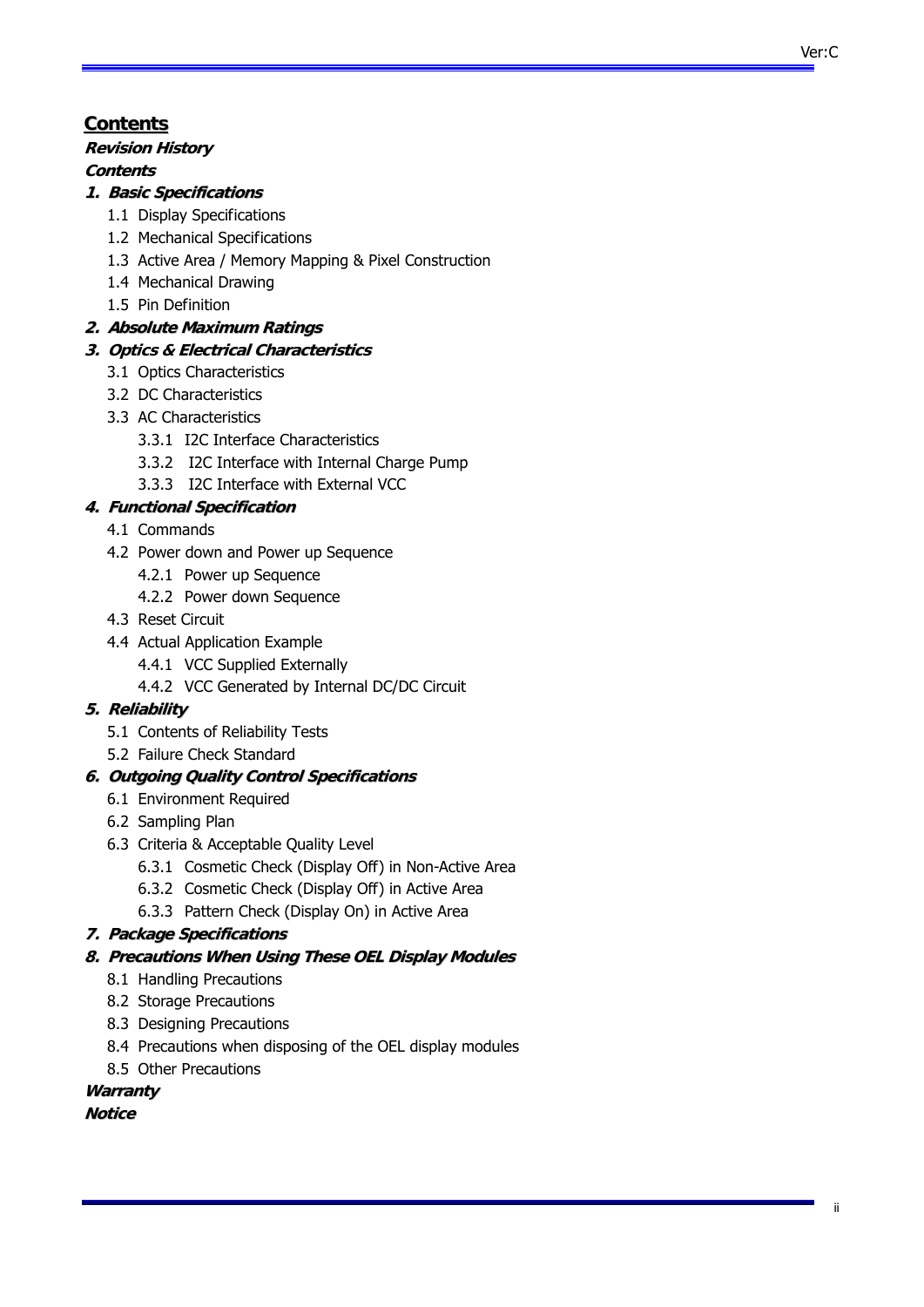## Contents

***Revision History***

***Contents***

***1. Basic Specifications***

- 1.1 Display Specifications
- 1.2 Mechanical Specifications
- 1.3 Active Area / Memory Mapping & Pixel Construction
- 1.4 Mechanical Drawing
- 1.5 Pin Definition

***2. Absolute Maximum Ratings***

***3. Optics & Electrical Characteristics***

- 3.1 Optics Characteristics
- 3.2 DC Characteristics
- 3.3 AC Characteristics
  - 3.3.1 I2C Interface Characteristics
  - 3.3.2 I2C Interface with Internal Charge Pump
  - 3.3.3 I2C Interface with External VCC

***4. Functional Specification***

- 4.1 Commands
- 4.2 Power down and Power up Sequence
  - 4.2.1 Power up Sequence
  - 4.2.2 Power down Sequence
- 4.3 Reset Circuit
- 4.4 Actual Application Example
  - 4.4.1 VCC Supplied Externally
  - 4.4.2 VCC Generated by Internal DC/DC Circuit

***5. Reliability***

- 5.1 Contents of Reliability Tests
- 5.2 Failure Check Standard

***6. Outgoing Quality Control Specifications***

- 6.1 Environment Required
- 6.2 Sampling Plan
- 6.3 Criteria & Acceptable Quality Level
  - 6.3.1 Cosmetic Check (Display Off) in Non-Active Area
  - 6.3.2 Cosmetic Check (Display Off) in Active Area
  - 6.3.3 Pattern Check (Display On) in Active Area

***7. Package Specifications***

***8. Precautions When Using These OEL Display Modules***

- 8.1 Handling Precautions
- 8.2 Storage Precautions
- 8.3 Designing Precautions
- 8.4 Precautions when disposing of the OEL display modules
- 8.5 Other Precautions

***Warranty***

***Notice***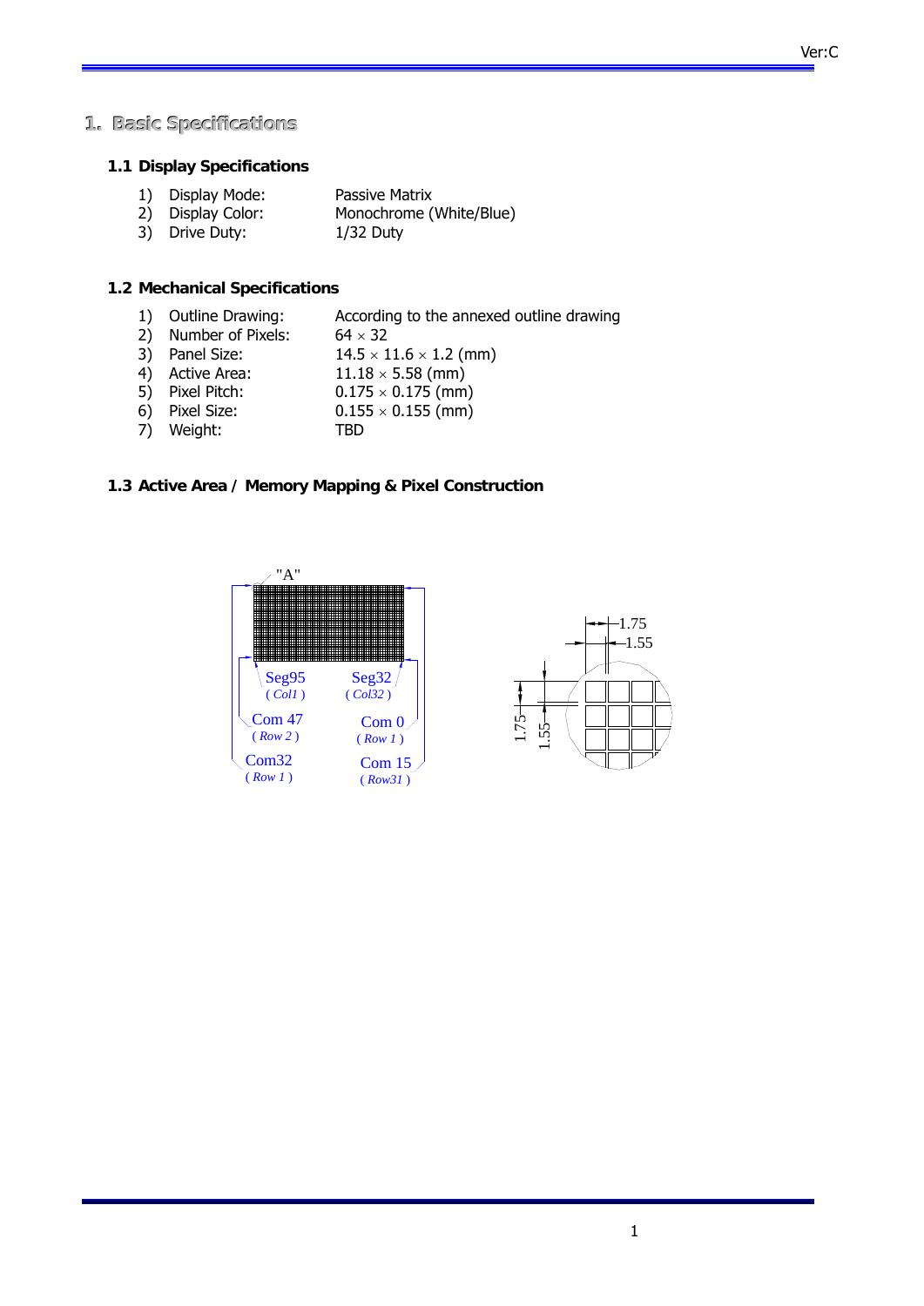# 1. Basic Specifications

## 1.1 Display Specifications

1) Display Mode: Passive Matrix
2) Display Color: Monochrome (White/Blue)
3) Drive Duty: 1/32 Duty

## 1.2 Mechanical Specifications

1) Outline Drawing: According to the annexed outline drawing
2) Number of Pixels: 64 × 32
3) Panel Size: 14.5 × 11.6 × 1.2 (mm)
4) Active Area: 11.18 × 5.58 (mm)
5) Pixel Pitch: 0.175 × 0.175 (mm)
6) Pixel Size: 0.155 × 0.155 (mm)
7) Weight: TBD

## 1.3 Active Area / Memory Mapping & Pixel Construction

"A"

Seg95 (Col1) Seg32 (Col32)

Com 47 (Row 2) Com 0 (Row 1)

Com32 (Row 1) Com 15 (Row31)

1.75 1.55

1.75 1.55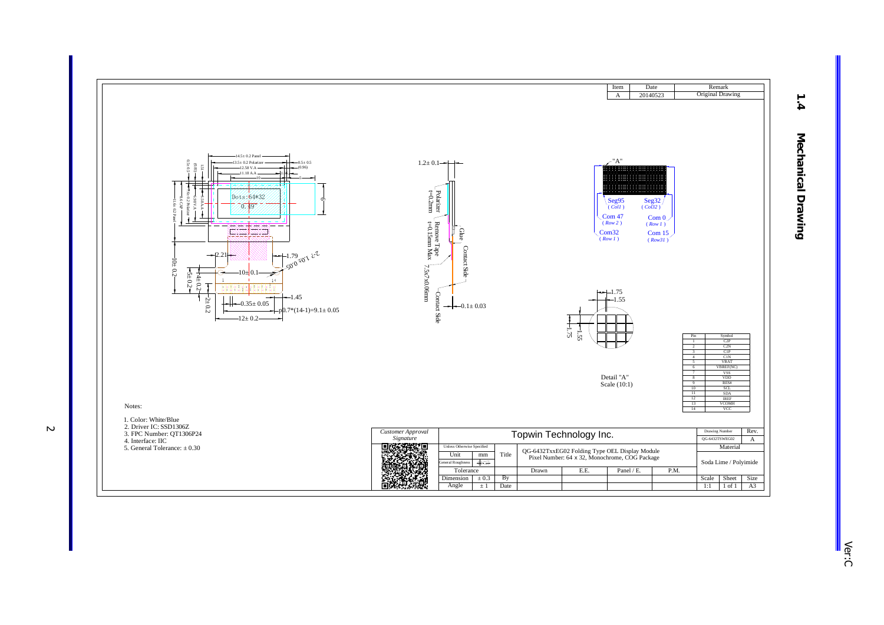## 1.4 Mechanical Drawing

| Item | Date | Remark |
|---|---|---|
| A | 20140523 | Original Drawing |

| Pin | Symbol |
|---|---|
| 1 | C2P |
| 2 | C2N |
| 3 | C1P |
| 4 | C1N |
| 5 | VBAT |
| 6 | VBREF(NC) |
| 7 | VSS |
| 8 | VDD |
| 9 | RES# |
| 10 | SCL |
| 11 | SDA |
| 12 | IREF |
| 13 | VCOMH |
| 14 | VCC |

Notes:

1. Color: White/Blue
2. Driver IC: SSD1306Z
3. FPC Number: QT1306P24
4. Interface: IIC
5. General Tolerance: ± 0.30

| Customer Approval Signature | Topwin Technology Inc. | | | | | | Drawing Number: QG-6432TSWEG02 | Rev. A |
|---|---|---|---|---|---|---|---|---|
| Unless Otherwise Specified | Unit: mm | Title | QG-6432TxxEG02 Folding Type OEL Display Module Pixel Number: 64 x 32, Monochrome, COG Package | | | | Material: Soda Lime / Polyimide | |
| Tolerance | | | Drawn | E.E. | Panel / E. | P.M. | Scale | Sheet / Size |
| Dimension | ± 0.3 | By | | | | | 1:1 | 1 of 1 / A3 |
| Angle | ± 1 | Date | | | | | | |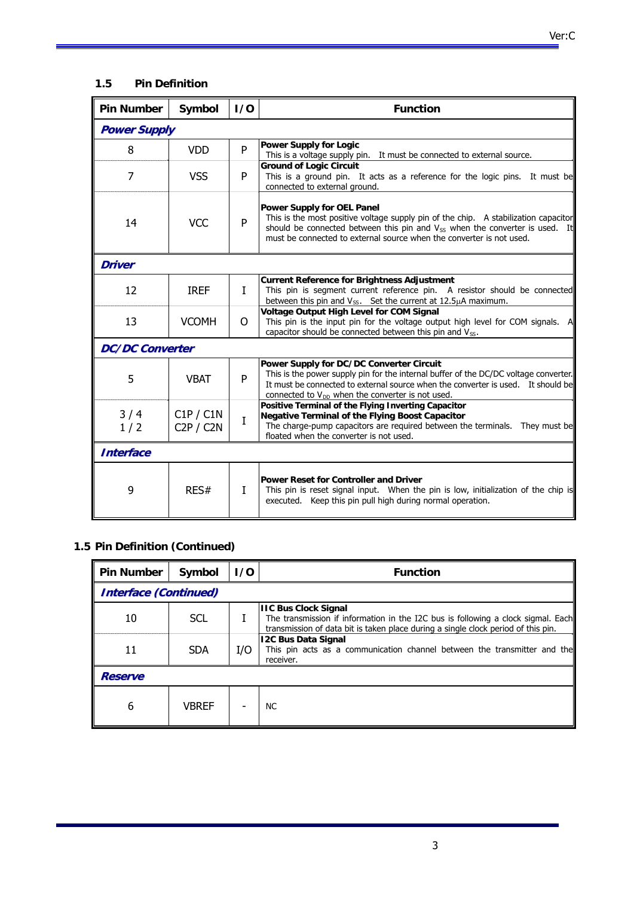### 1.5 Pin Definition

| Pin Number | Symbol | I/O | Function |
|---|---|---|---|
| ***Power Supply*** | | | |
| 8 | VDD | P | **Power Supply for Logic** This is a voltage supply pin. It must be connected to external source. |
| 7 | VSS | P | **Ground of Logic Circuit** This is a ground pin. It acts as a reference for the logic pins. It must be connected to external ground. |
| 14 | VCC | P | **Power Supply for OEL Panel** This is the most positive voltage supply pin of the chip. A stabilization capacitor should be connected between this pin and $V_{SS}$ when the converter is used. It must be connected to external source when the converter is not used. |
| ***Driver*** | | | |
| 12 | IREF | I | **Current Reference for Brightness Adjustment** This pin is segment current reference pin. A resistor should be connected between this pin and $V_{SS}$. Set the current at 12.5μA maximum. |
| 13 | VCOMH | O | **Voltage Output High Level for COM Signal** This pin is the input pin for the voltage output high level for COM signals. A capacitor should be connected between this pin and $V_{SS}$. |
| ***DC/DC Converter*** | | | |
| 5 | VBAT | P | **Power Supply for DC/DC Converter Circuit** This is the power supply pin for the internal buffer of the DC/DC voltage converter. It must be connected to external source when the converter is used. It should be connected to $V_{DD}$ when the converter is not used. |
| 3 / 4<br>1 / 2 | C1P / C1N<br>C2P / C2N | I | **Positive Terminal of the Flying Inverting Capacitor** **Negative Terminal of the Flying Boost Capacitor** The charge-pump capacitors are required between the terminals. They must be floated when the converter is not used. |
| ***Interface*** | | | |
| 9 | RES# | I | **Power Reset for Controller and Driver** This pin is reset signal input. When the pin is low, initialization of the chip is executed. Keep this pin pull high during normal operation. |

### 1.5 Pin Definition (Continued)

| Pin Number | Symbol | I/O | Function |
|---|---|---|---|
| ***Interface (Continued)*** | | | |
| 10 | SCL | I | **IIC Bus Clock Signal** The transmission if information in the I2C bus is following a clock signal. Each transmission of data bit is taken place during a single clock period of this pin. |
| 11 | SDA | I/O | **I2C Bus Data Signal** This pin acts as a communication channel between the transmitter and the receiver. |
| ***Reserve*** | | | |
| 6 | VBREF | - | NC |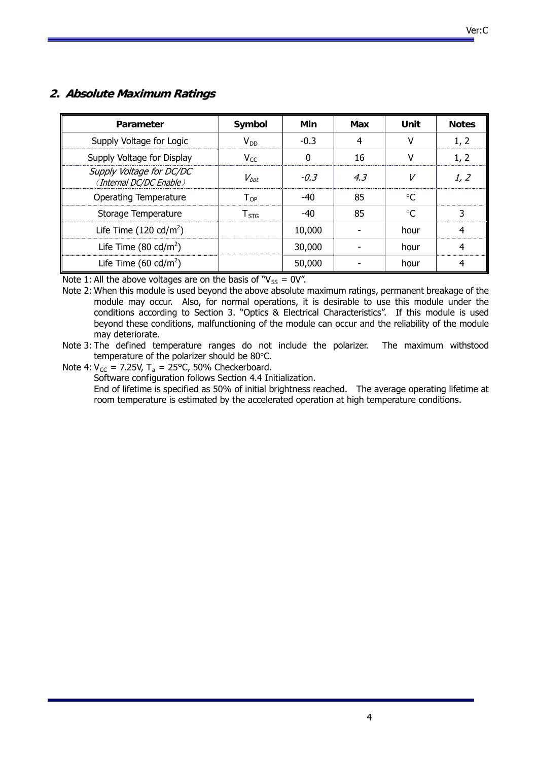## *2. Absolute Maximum Ratings*

| Parameter | Symbol | Min | Max | Unit | Notes |
|---|---|---|---|---|---|
| Supply Voltage for Logic | $V_{DD}$ | -0.3 | 4 | V | 1, 2 |
| Supply Voltage for Display | $V_{CC}$ | 0 | 16 | V | 1, 2 |
| *Supply Voltage for DC/DC (Internal DC/DC Enable)* | $V_{bat}$ | *-0.3* | *4.3* | *V* | *1, 2* |
| Operating Temperature | $T_{OP}$ | -40 | 85 | °C | |
| Storage Temperature | $T_{STG}$ | -40 | 85 | °C | 3 |
| Life Time (120 cd/m²) | | 10,000 | - | hour | 4 |
| Life Time (80 cd/m²) | | 30,000 | - | hour | 4 |
| Life Time (60 cd/m²) | | 50,000 | - | hour | 4 |

Note 1: All the above voltages are on the basis of "$V_{SS}$ = 0V".

Note 2: When this module is used beyond the above absolute maximum ratings, permanent breakage of the module may occur. Also, for normal operations, it is desirable to use this module under the conditions according to Section 3. "Optics & Electrical Characteristics". If this module is used beyond these conditions, malfunctioning of the module can occur and the reliability of the module may deteriorate.

Note 3: The defined temperature ranges do not include the polarizer. The maximum withstood temperature of the polarizer should be 80°C.

Note 4: $V_{CC}$ = 7.25V, $T_a$ = 25°C, 50% Checkerboard.
Software configuration follows Section 4.4 Initialization.
End of lifetime is specified as 50% of initial brightness reached. The average operating lifetime at room temperature is estimated by the accelerated operation at high temperature conditions.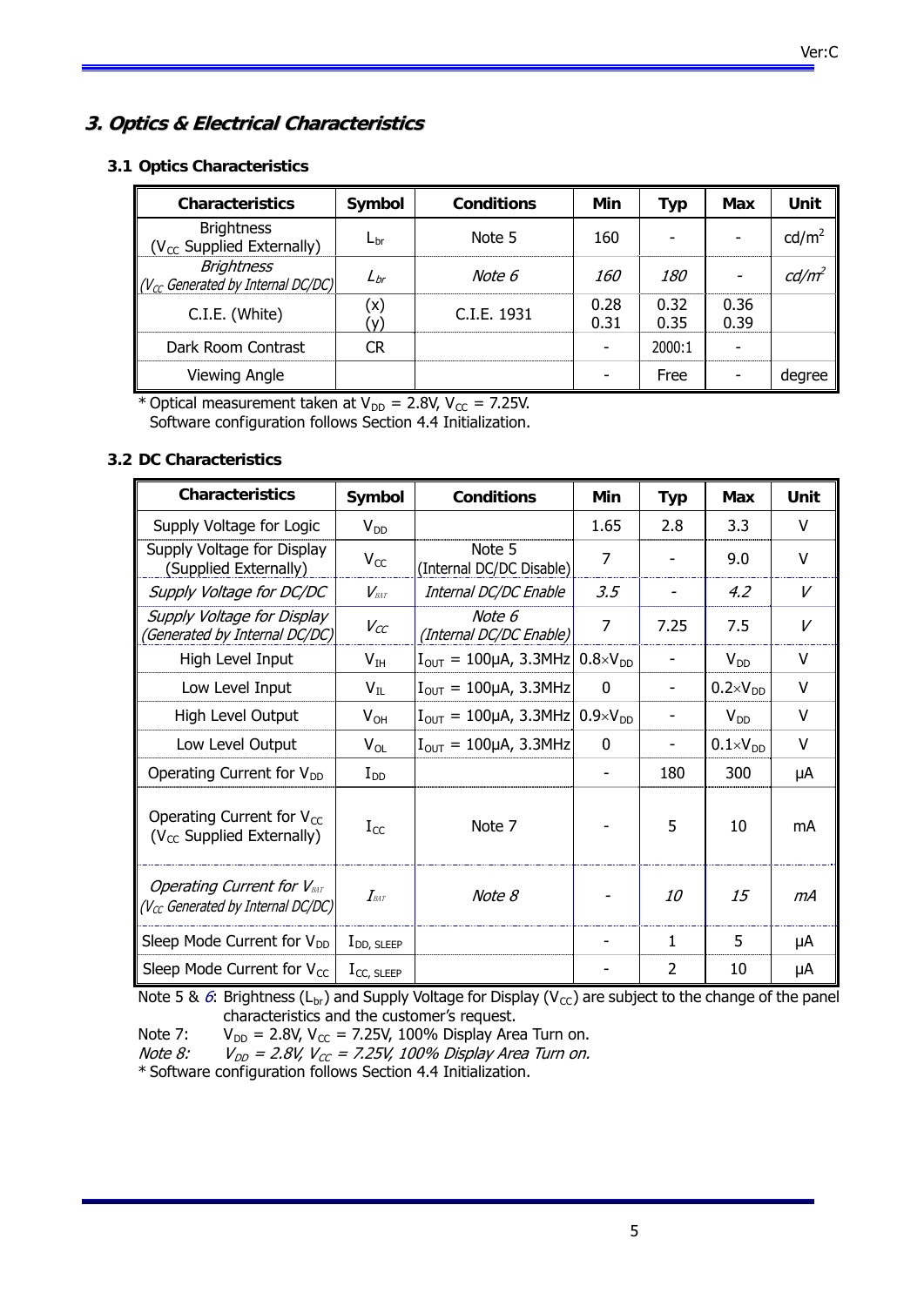## 3. Optics & Electrical Characteristics

### 3.1 Optics Characteristics

| Characteristics | Symbol | Conditions | Min | Typ | Max | Unit |
|---|---|---|---|---|---|---|
| Brightness ($V_{CC}$ Supplied Externally) | $L_{br}$ | Note 5 | 160 | - | - | cd/m$^2$ |
| *Brightness ($V_{CC}$ Generated by Internal DC/DC)* | $L_{br}$ | *Note 6* | *160* | *180* | - | *cd/m$^2$* |
| C.I.E. (White) | (x)<br>(y) | C.I.E. 1931 | 0.28<br>0.31 | 0.32<br>0.35 | 0.36<br>0.39 | |
| Dark Room Contrast | CR | | - | 2000:1 | - | |
| Viewing Angle | | | - | Free | - | degree |

\* Optical measurement taken at $V_{DD}$ = 2.8V, $V_{CC}$ = 7.25V.
Software configuration follows Section 4.4 Initialization.

### 3.2 DC Characteristics

| Characteristics | Symbol | Conditions | Min | Typ | Max | Unit |
|---|---|---|---|---|---|---|
| Supply Voltage for Logic | $V_{DD}$ | | 1.65 | 2.8 | 3.3 | V |
| Supply Voltage for Display (Supplied Externally) | $V_{CC}$ | Note 5 (Internal DC/DC Disable) | 7 | - | 9.0 | V |
| *Supply Voltage for DC/DC* | $V_{BAT}$ | *Internal DC/DC Enable* | *3.5* | - | *4.2* | *V* |
| *Supply Voltage for Display (Generated by Internal DC/DC)* | $V_{CC}$ | *Note 6 (Internal DC/DC Enable)* | 7 | 7.25 | 7.5 | *V* |
| High Level Input | $V_{IH}$ | $I_{OUT}$ = 100μA, 3.3MHz | $0.8 \times V_{DD}$ | - | $V_{DD}$ | V |
| Low Level Input | $V_{IL}$ | $I_{OUT}$ = 100μA, 3.3MHz | 0 | - | $0.2 \times V_{DD}$ | V |
| High Level Output | $V_{OH}$ | $I_{OUT}$ = 100μA, 3.3MHz | $0.9 \times V_{DD}$ | - | $V_{DD}$ | V |
| Low Level Output | $V_{OL}$ | $I_{OUT}$ = 100μA, 3.3MHz | 0 | - | $0.1 \times V_{DD}$ | V |
| Operating Current for $V_{DD}$ | $I_{DD}$ | | - | 180 | 300 | μA |
| Operating Current for $V_{CC}$ ($V_{CC}$ Supplied Externally) | $I_{CC}$ | Note 7 | - | 5 | 10 | mA |
| *Operating Current for $V_{BAT}$ ($V_{CC}$ Generated by Internal DC/DC)* | $I_{BAT}$ | *Note 8* | - | *10* | *15* | *mA* |
| Sleep Mode Current for $V_{DD}$ | $I_{DD, SLEEP}$ | | - | 1 | 5 | μA |
| Sleep Mode Current for $V_{CC}$ | $I_{CC, SLEEP}$ | | - | 2 | 10 | μA |

Note 5 & *6*: Brightness ($L_{br}$) and Supply Voltage for Display ($V_{CC}$) are subject to the change of the panel characteristics and the customer's request.
Note 7: $V_{DD}$ = 2.8V, $V_{CC}$ = 7.25V, 100% Display Area Turn on.
*Note 8: $V_{DD}$ = 2.8V, $V_{CC}$ = 7.25V, 100% Display Area Turn on.*
\* Software configuration follows Section 4.4 Initialization.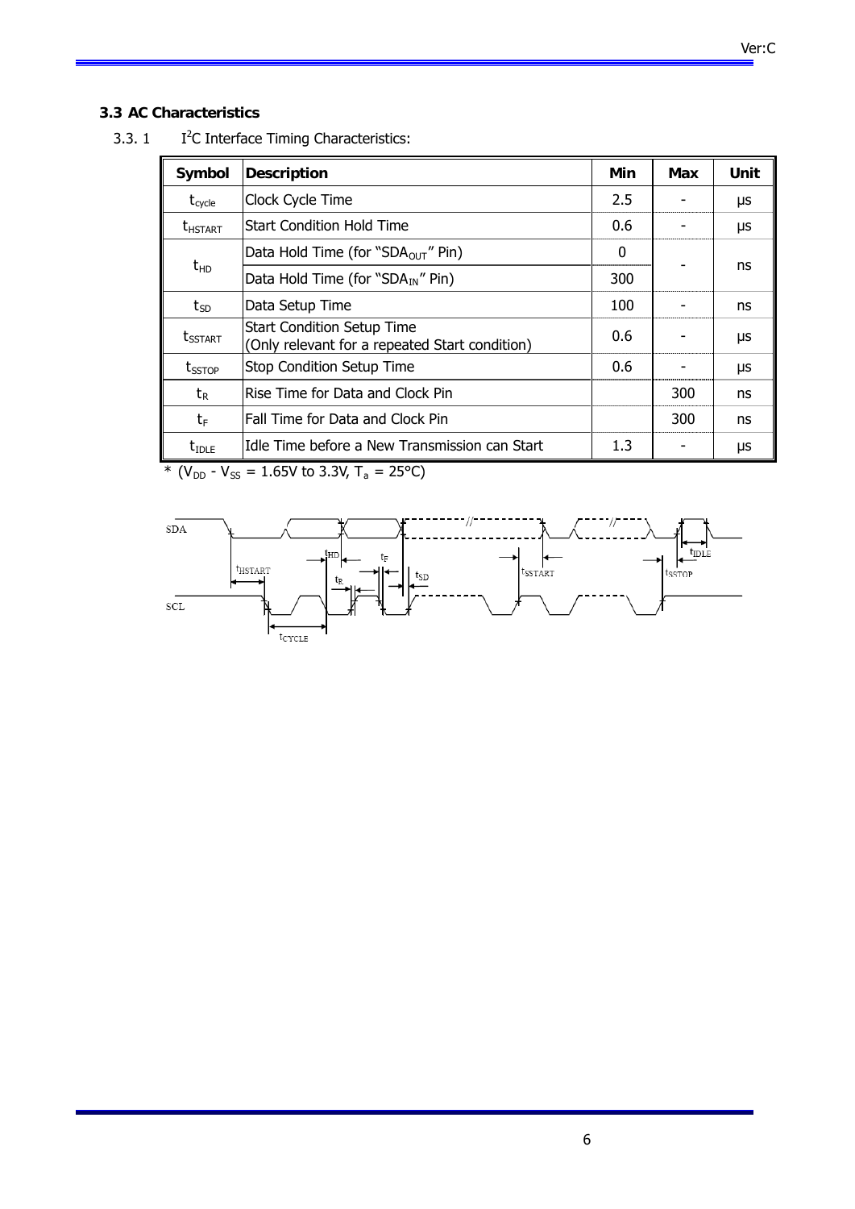### 3.3 AC Characteristics

3.3. 1 $I^2C$ Interface Timing Characteristics:

| Symbol | Description | Min | Max | Unit |
|---|---|---|---|---|
| $t_{cycle}$ | Clock Cycle Time | 2.5 | - | μs |
| $t_{HSTART}$ | Start Condition Hold Time | 0.6 | - | μs |
| $t_{HD}$ | Data Hold Time (for "$SDA_{OUT}$" Pin) | 0 | - | ns |
| | Data Hold Time (for "$SDA_{IN}$" Pin) | 300 | | |
| $t_{SD}$ | Data Setup Time | 100 | - | ns |
| $t_{SSTART}$ | Start Condition Setup Time (Only relevant for a repeated Start condition) | 0.6 | - | μs |
| $t_{SSTOP}$ | Stop Condition Setup Time | 0.6 | - | μs |
| $t_R$ | Rise Time for Data and Clock Pin | | 300 | ns |
| $t_F$ | Fall Time for Data and Clock Pin | | 300 | ns |
| $t_{IDLE}$ | Idle Time before a New Transmission can Start | 1.3 | - | μs |

* ($V_{DD}$ - $V_{SS}$ = 1.65V to 3.3V, $T_a$ = 25°C)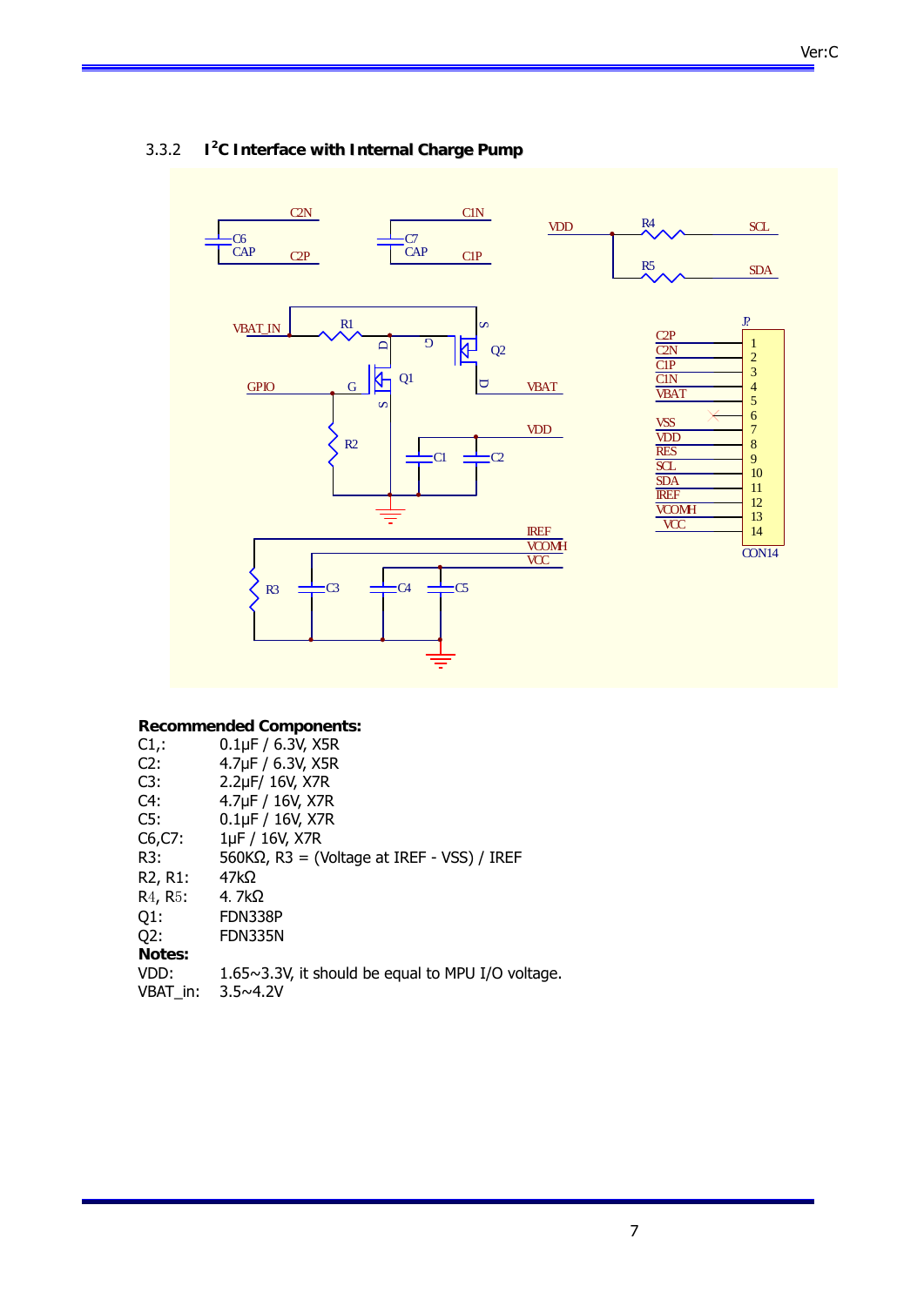### 3.3.2 I²C Interface with Internal Charge Pump

**Recommended Components:**

C1,: 0.1μF / 6.3V, X5R
C2: 4.7μF / 6.3V, X5R
C3: 2.2μF/ 16V, X7R
C4: 4.7μF / 16V, X7R
C5: 0.1μF / 16V, X7R
C6,C7: 1μF / 16V, X7R
R3: 560KΩ, R3 = (Voltage at IREF - VSS) / IREF
R2, R1: 47kΩ
R4, R5: 4. 7kΩ
Q1: FDN338P
Q2: FDN335N

**Notes:**

VDD: 1.65~3.3V, it should be equal to MPU I/O voltage.
VBAT_in: 3.5~4.2V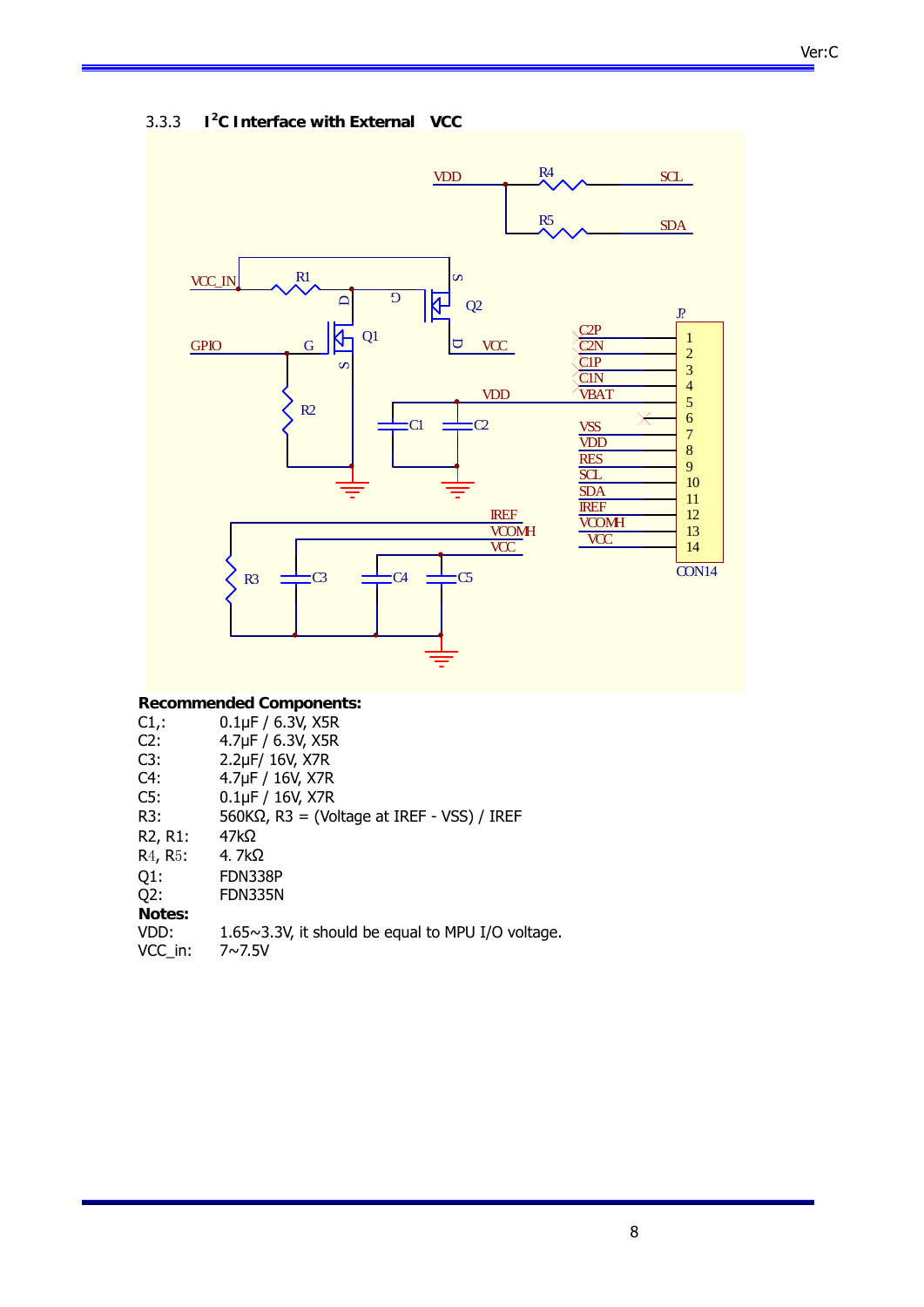### 3.3.3 I²C Interface with External VCC

**Recommended Components:**

C1,: 0.1µF / 6.3V, X5R
C2: 4.7µF / 6.3V, X5R
C3: 2.2µF/ 16V, X7R
C4: 4.7µF / 16V, X7R
C5: 0.1µF / 16V, X7R
R3: 560KΩ, R3 = (Voltage at IREF - VSS) / IREF
R2, R1: 47kΩ
R4, R5: 4. 7kΩ
Q1: FDN338P
Q2: FDN335N

**Notes:**

VDD: 1.65~3.3V, it should be equal to MPU I/O voltage.
VCC_in: 7~7.5V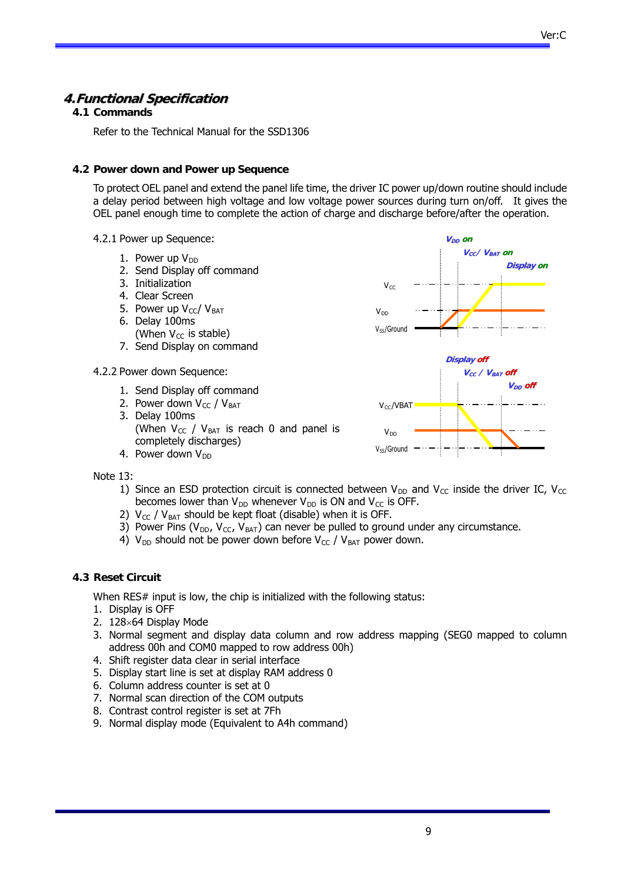# 4. Functional Specification

## 4.1 Commands

Refer to the Technical Manual for the SSD1306

## 4.2 Power down and Power up Sequence

To protect OEL panel and extend the panel life time, the driver IC power up/down routine should include a delay period between high voltage and low voltage power sources during turn on/off. It gives the OEL panel enough time to complete the action of charge and discharge before/after the operation.

4.2.1 Power up Sequence:

1. Power up $V_{DD}$
2. Send Display off command
3. Initialization
4. Clear Screen
5. Power up $V_{CC}$/ $V_{BAT}$
6. Delay 100ms
   (When $V_{CC}$ is stable)
7. Send Display on command

4.2.2 Power down Sequence:

1. Send Display off command
2. Power down $V_{CC}$ / $V_{BAT}$
3. Delay 100ms
   (When $V_{CC}$ / $V_{BAT}$ is reach 0 and panel is completely discharges)
4. Power down $V_{DD}$

Note 13:

1) Since an ESD protection circuit is connected between $V_{DD}$ and $V_{CC}$ inside the driver IC, $V_{CC}$ becomes lower than $V_{DD}$ whenever $V_{DD}$ is ON and $V_{CC}$ is OFF.
2) $V_{CC}$ / $V_{BAT}$ should be kept float (disable) when it is OFF.
3) Power Pins ($V_{DD}$, $V_{CC}$, $V_{BAT}$) can never be pulled to ground under any circumstance.
4) $V_{DD}$ should not be power down before $V_{CC}$ / $V_{BAT}$ power down.

## 4.3 Reset Circuit

When RES# input is low, the chip is initialized with the following status:

1. Display is OFF
2. 128×64 Display Mode
3. Normal segment and display data column and row address mapping (SEG0 mapped to column address 00h and COM0 mapped to row address 00h)
4. Shift register data clear in serial interface
5. Display start line is set at display RAM address 0
6. Column address counter is set at 0
7. Normal scan direction of the COM outputs
8. Contrast control register is set at 7Fh
9. Normal display mode (Equivalent to A4h command)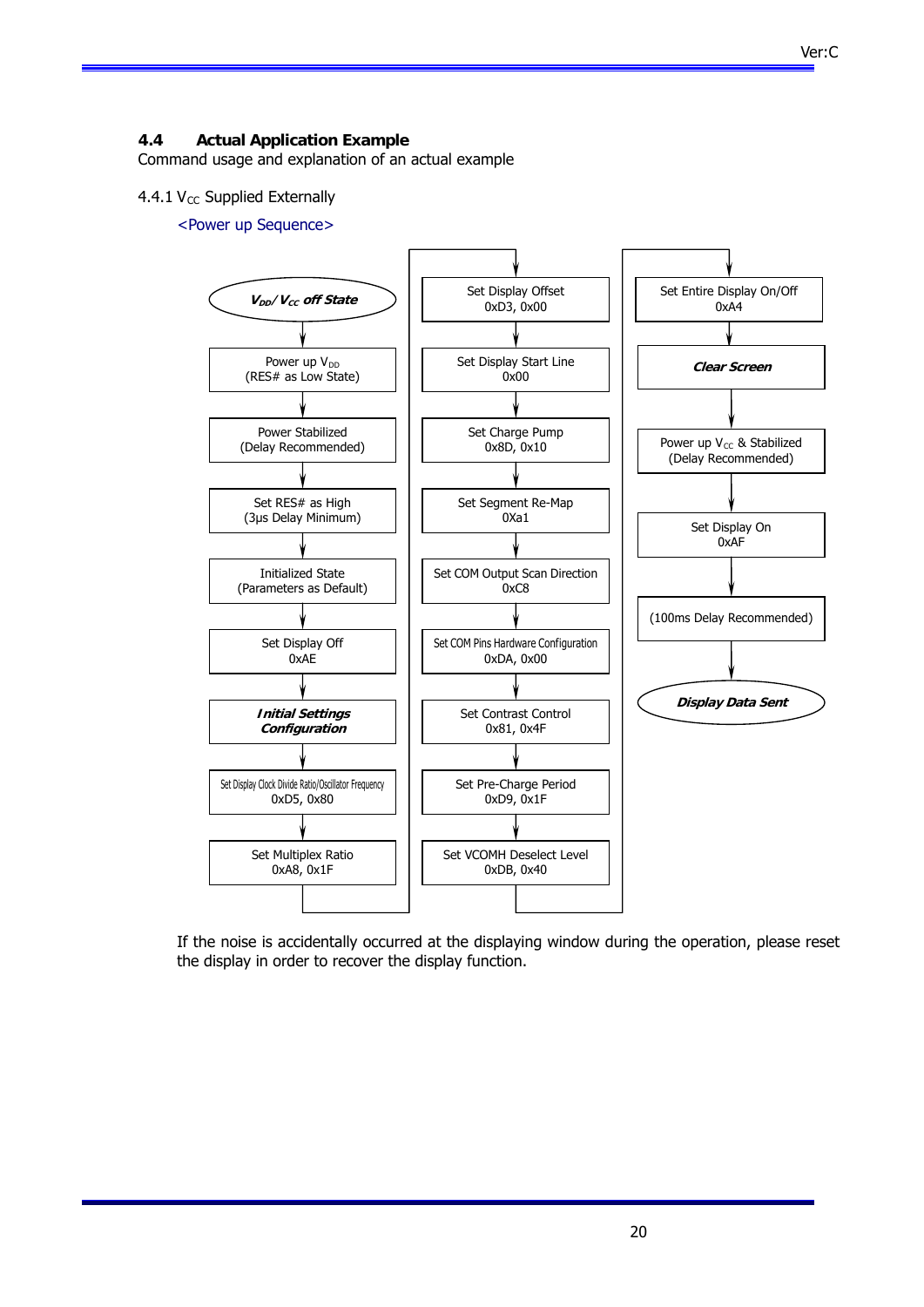### 4.4 Actual Application Example

Command usage and explanation of an actual example

4.4.1 $V_{CC}$ Supplied Externally

<Power up Sequence>

1. ***$V_{DD}$/ $V_{CC}$ off State***
2. Power up $V_{DD}$ (RES# as Low State)
3. Power Stabilized (Delay Recommended)
4. Set RES# as High (3μs Delay Minimum)
5. Initialized State (Parameters as Default)
6. Set Display Off 0xAE
7. ***Initial Settings Configuration***
8. Set Display Clock Divide Ratio/Oscillator Frequency 0xD5, 0x80
9. Set Multiplex Ratio 0xA8, 0x1F
10. Set Display Offset 0xD3, 0x00
11. Set Display Start Line 0x00
12. Set Charge Pump 0x8D, 0x10
13. Set Segment Re-Map 0Xa1
14. Set COM Output Scan Direction 0xC8
15. Set COM Pins Hardware Configuration 0xDA, 0x00
16. Set Contrast Control 0x81, 0x4F
17. Set Pre-Charge Period 0xD9, 0x1F
18. Set VCOMH Deselect Level 0xDB, 0x40
19. Set Entire Display On/Off 0xA4
20. ***Clear Screen***
21. Power up $V_{CC}$ & Stabilized (Delay Recommended)
22. Set Display On 0xAF
23. (100ms Delay Recommended)
24. ***Display Data Sent***

If the noise is accidentally occurred at the displaying window during the operation, please reset the display in order to recover the display function.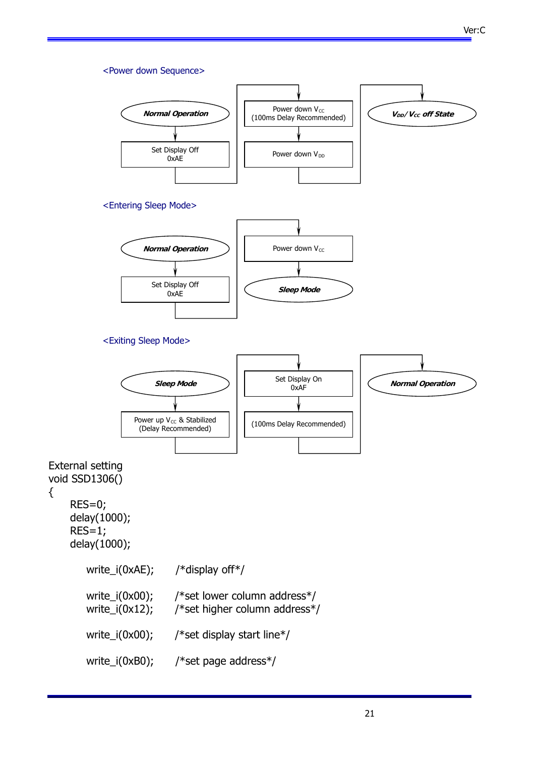<Power down Sequence>

**Normal Operation** → Set Display Off 0xAE → Power down $V_{CC}$ (100ms Delay Recommended) → Power down $V_{DD}$ → ***$V_{DD}$/ $V_{CC}$ off State***

<Entering Sleep Mode>

**Normal Operation** → Set Display Off 0xAE → Power down $V_{CC}$ → ***Sleep Mode***

<Exiting Sleep Mode>

***Sleep Mode*** → Power up $V_{CC}$ & Stabilized (Delay Recommended) → Set Display On 0xAF → (100ms Delay Recommended) → ***Normal Operation***

External setting

```
void SSD1306()
{
    RES=0;
    delay(1000);
    RES=1;
    delay(1000);

        write_i(0xAE);      /*display off*/

        write_i(0x00);      /*set lower column address*/
        write_i(0x12);      /*set higher column address*/

        write_i(0x00);      /*set display start line*/

        write_i(0xB0);      /*set page address*/
```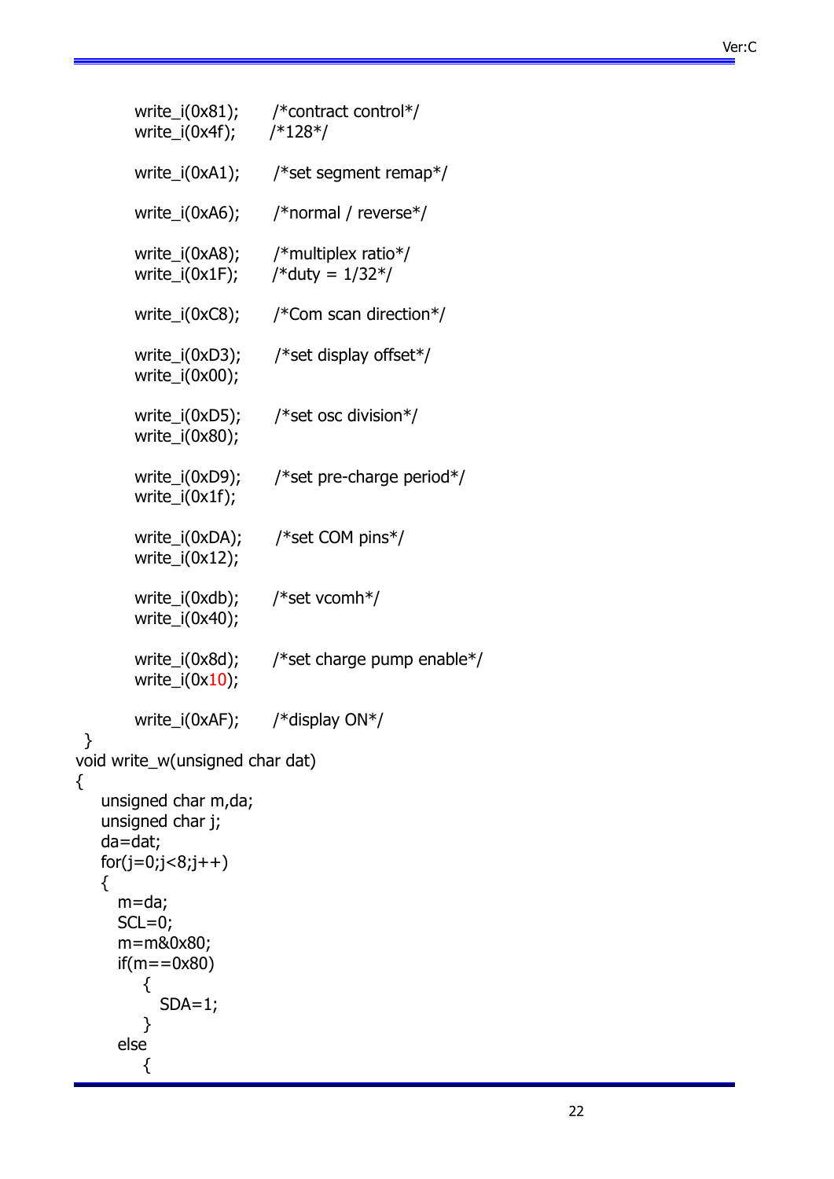```
        write_i(0x81);      /*contract control*/
        write_i(0x4f);      /*128*/

        write_i(0xA1);      /*set segment remap*/

        write_i(0xA6);      /*normal / reverse*/

        write_i(0xA8);      /*multiplex ratio*/
        write_i(0x1F);      /*duty = 1/32*/

        write_i(0xC8);      /*Com scan direction*/

        write_i(0xD3);      /*set display offset*/
        write_i(0x00);

        write_i(0xD5);      /*set osc division*/
        write_i(0x80);

        write_i(0xD9);      /*set pre-charge period*/
        write_i(0x1f);

        write_i(0xDA);      /*set COM pins*/
        write_i(0x12);

        write_i(0xdb);      /*set vcomh*/
        write_i(0x40);

        write_i(0x8d);      /*set charge pump enable*/
        write_i(0x10);

        write_i(0xAF);      /*display ON*/
 }
void write_w(unsigned char dat)
{
    unsigned char m,da;
    unsigned char j;
    da=dat;
    for(j=0;j<8;j++)
    {
      m=da;
      SCL=0;
      m=m&0x80;
      if(m==0x80)
          {
            SDA=1;
          }
      else
          {
```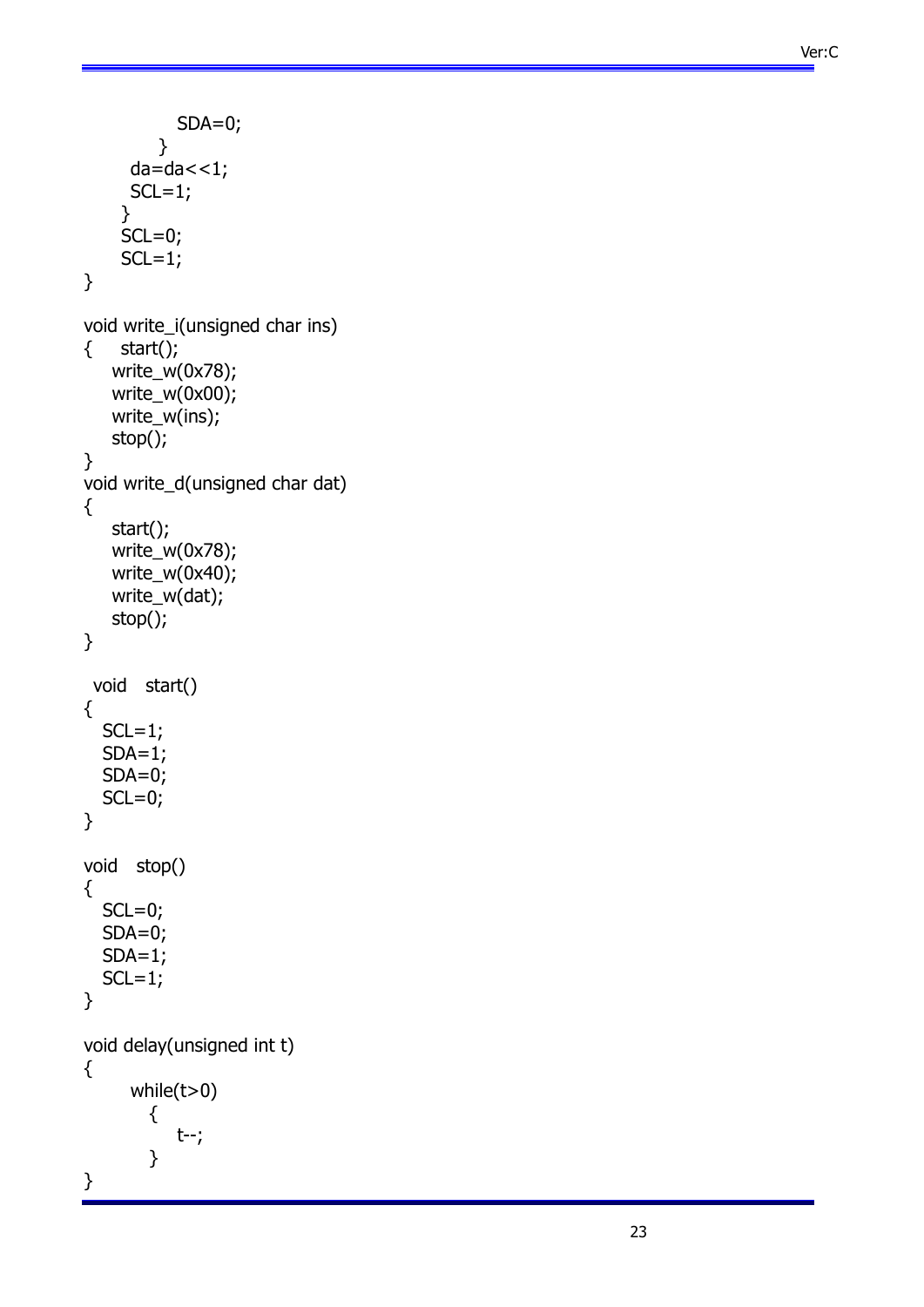```
            SDA=0;
          }
        da=da<<1;
        SCL=1;
      }
      SCL=0;
      SCL=1;
}

void write_i(unsigned char ins)
{    start();
     write_w(0x78);
     write_w(0x00);
     write_w(ins);
     stop();
}
void write_d(unsigned char dat)
{
     start();
     write_w(0x78);
     write_w(0x40);
     write_w(dat);
     stop();
}

 void   start()
{
   SCL=1;
   SDA=1;
   SDA=0;
   SCL=0;
}

void   stop()
{
   SCL=0;
   SDA=0;
   SDA=1;
   SCL=1;
}

void delay(unsigned int t)
{
        while(t>0)
          {
              t--;
          }
}
```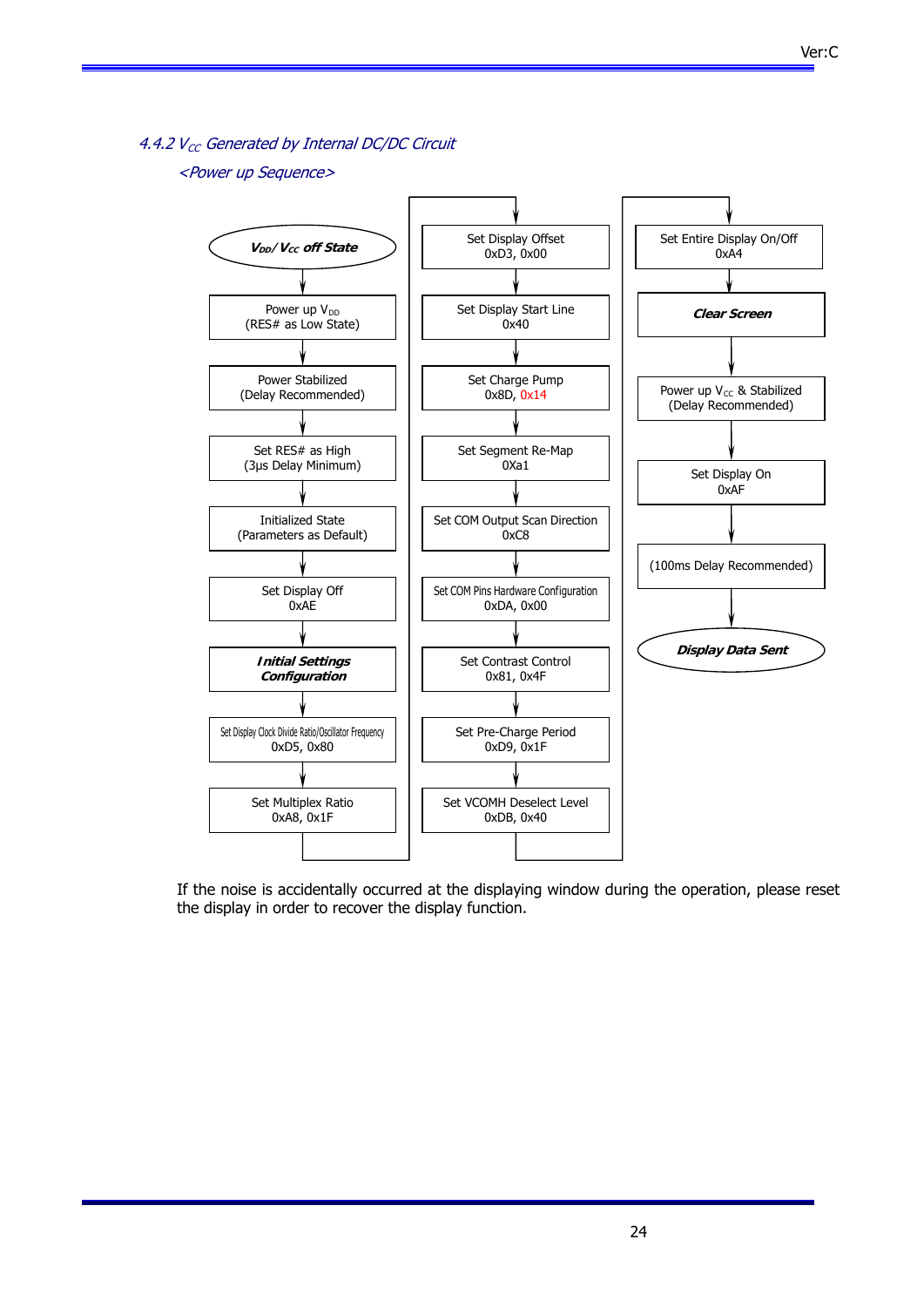### 4.4.2 $V_{CC}$ Generated by Internal DC/DC Circuit

*<Power up Sequence>*

1. **$V_{DD}$/ $V_{CC}$ off State**
2. Power up $V_{DD}$ (RES# as Low State)
3. Power Stabilized (Delay Recommended)
4. Set RES# as High (3μs Delay Minimum)
5. Initialized State (Parameters as Default)
6. Set Display Off 0xAE
7. **Initial Settings Configuration**
8. Set Display Clock Divide Ratio/Oscillator Frequency 0xD5, 0x80
9. Set Multiplex Ratio 0xA8, 0x1F
10. Set Display Offset 0xD3, 0x00
11. Set Display Start Line 0x40
12. Set Charge Pump 0x8D, 0x14
13. Set Segment Re-Map 0Xa1
14. Set COM Output Scan Direction 0xC8
15. Set COM Pins Hardware Configuration 0xDA, 0x00
16. Set Contrast Control 0x81, 0x4F
17. Set Pre-Charge Period 0xD9, 0x1F
18. Set VCOMH Deselect Level 0xDB, 0x40
19. Set Entire Display On/Off 0xA4
20. **Clear Screen**
21. Power up $V_{CC}$ & Stabilized (Delay Recommended)
22. Set Display On 0xAF
23. (100ms Delay Recommended)
24. **Display Data Sent**

If the noise is accidentally occurred at the displaying window during the operation, please reset the display in order to recover the display function.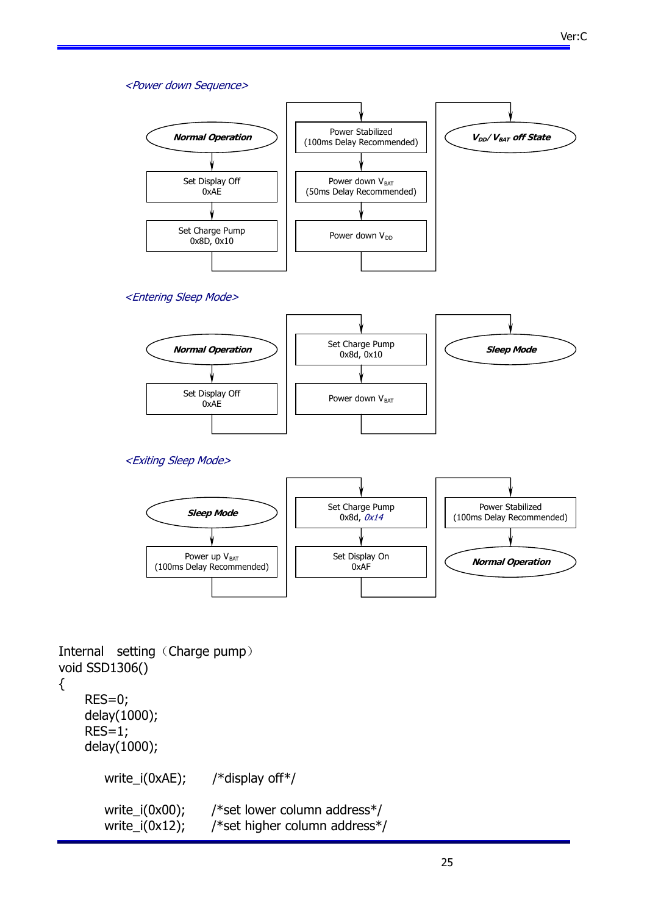*<Power down Sequence>*

**Normal Operation** → Set Display Off 0xAE → Set Charge Pump 0x8D, 0x10 → Power Stabilized (100ms Delay Recommended) → Power down $V_{BAT}$ (50ms Delay Recommended) → Power down $V_{DD}$ → ***$V_{DD}$/ $V_{BAT}$ off State***

*<Entering Sleep Mode>*

**Normal Operation** → Set Display Off 0xAE → Set Charge Pump 0x8d, 0x10 → Power down $V_{BAT}$ → ***Sleep Mode***

*<Exiting Sleep Mode>*

***Sleep Mode*** → Power up $V_{BAT}$ (100ms Delay Recommended) → Set Charge Pump 0x8d, *0x14* → Set Display On 0xAF → Power Stabilized (100ms Delay Recommended) → ***Normal Operation***

```
Internal   setting（Charge pump）
void SSD1306()
{
     RES=0;
     delay(1000);
     RES=1;
     delay(1000);

        write_i(0xAE);      /*display off*/

        write_i(0x00);      /*set lower column address*/
        write_i(0x12);      /*set higher column address*/
```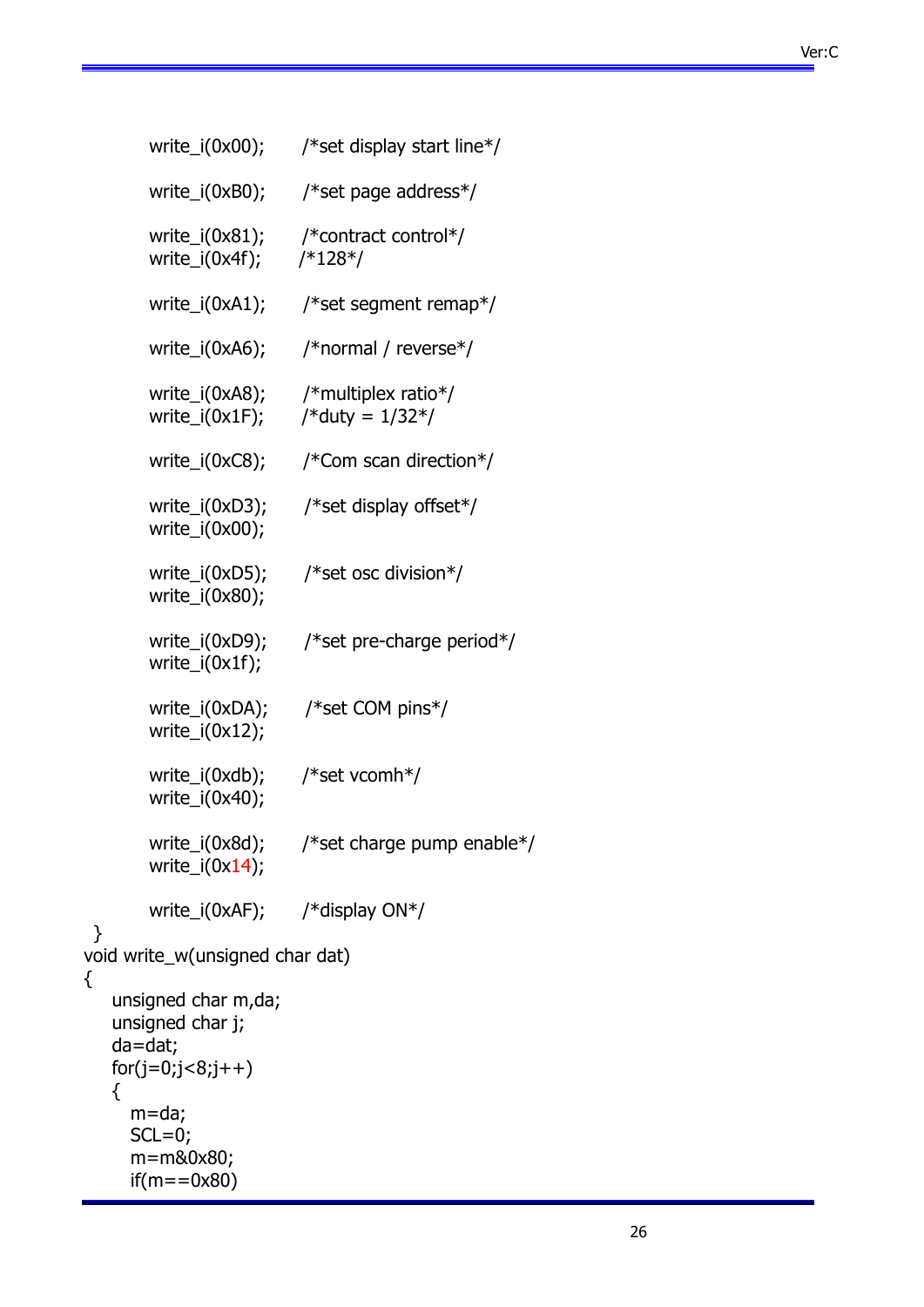```
        write_i(0x00);      /*set display start line*/

        write_i(0xB0);      /*set page address*/

        write_i(0x81);      /*contract control*/
        write_i(0x4f);      /*128*/

        write_i(0xA1);      /*set segment remap*/

        write_i(0xA6);      /*normal / reverse*/

        write_i(0xA8);      /*multiplex ratio*/
        write_i(0x1F);      /*duty = 1/32*/

        write_i(0xC8);      /*Com scan direction*/

        write_i(0xD3);      /*set display offset*/
        write_i(0x00);

        write_i(0xD5);      /*set osc division*/
        write_i(0x80);

        write_i(0xD9);      /*set pre-charge period*/
        write_i(0x1f);

        write_i(0xDA);      /*set COM pins*/
        write_i(0x12);

        write_i(0xdb);      /*set vcomh*/
        write_i(0x40);

        write_i(0x8d);      /*set charge pump enable*/
        write_i(0x14);

        write_i(0xAF);      /*display ON*/
 }
void write_w(unsigned char dat)
{
    unsigned char m,da;
    unsigned char j;
    da=dat;
    for(j=0;j<8;j++)
    {
      m=da;
      SCL=0;
      m=m&0x80;
      if(m==0x80)
```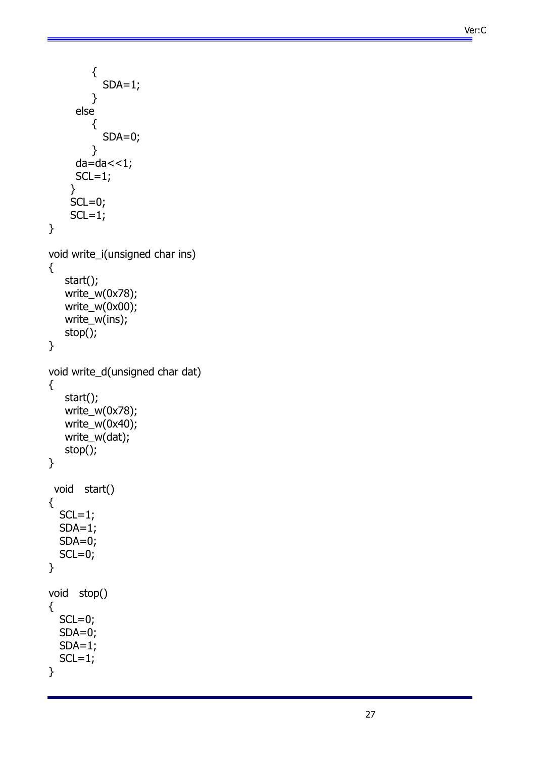```
        {
          SDA=1;
        }
      else
        {
          SDA=0;
        }
      da=da<<1;
      SCL=1;
     }
     SCL=0;
     SCL=1;
}

void write_i(unsigned char ins)
{
    start();
    write_w(0x78);
    write_w(0x00);
    write_w(ins);
    stop();
}

void write_d(unsigned char dat)
{
    start();
    write_w(0x78);
    write_w(0x40);
    write_w(dat);
    stop();
}

 void   start()
{
   SCL=1;
   SDA=1;
   SDA=0;
   SCL=0;
}

void   stop()
{
   SCL=0;
   SDA=0;
   SDA=1;
   SCL=1;
}
```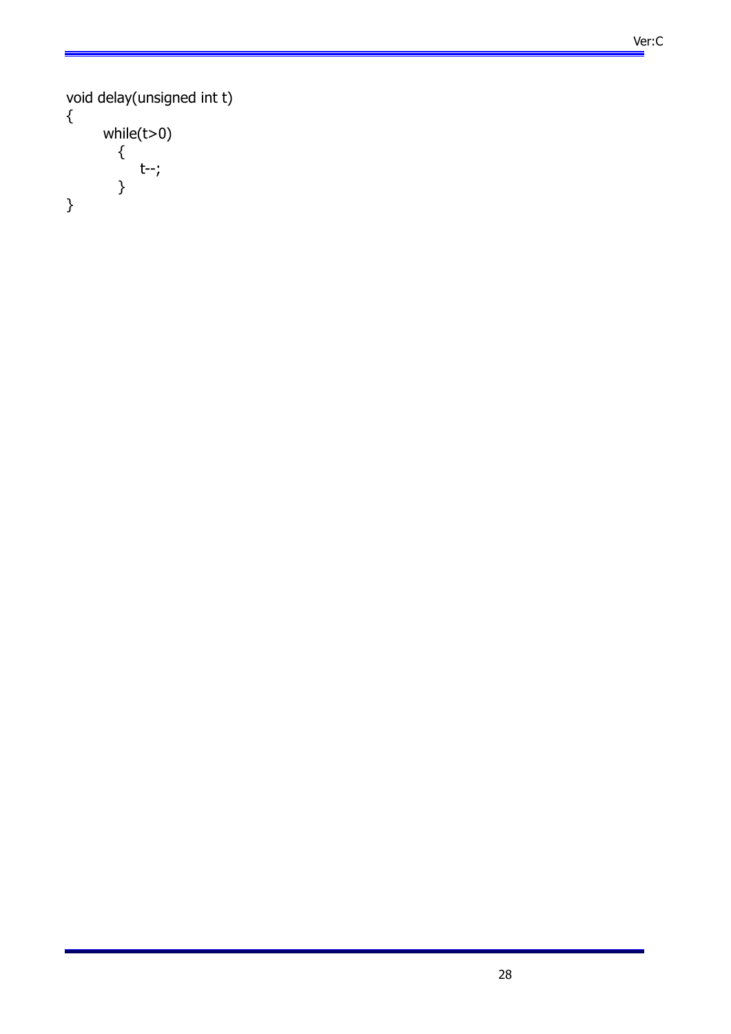```
void delay(unsigned int t)
{
      while(t>0)
        {
           t--;
        }
}
```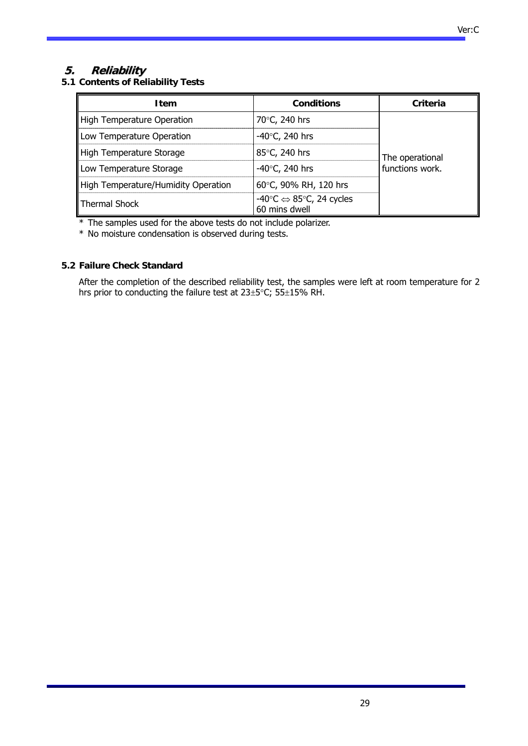# 5. Reliability

## 5.1 Contents of Reliability Tests

| Item | Conditions | Criteria |
|---|---|---|
| High Temperature Operation | 70°C, 240 hrs | The operational functions work. |
| Low Temperature Operation | -40°C, 240 hrs | |
| High Temperature Storage | 85°C, 240 hrs | |
| Low Temperature Storage | -40°C, 240 hrs | |
| High Temperature/Humidity Operation | 60°C, 90% RH, 120 hrs | |
| Thermal Shock | -40°C ⇔ 85°C, 24 cycles 60 mins dwell | |

* The samples used for the above tests do not include polarizer.
* No moisture condensation is observed during tests.

## 5.2 Failure Check Standard

After the completion of the described reliability test, the samples were left at room temperature for 2 hrs prior to conducting the failure test at 23±5°C; 55±15% RH.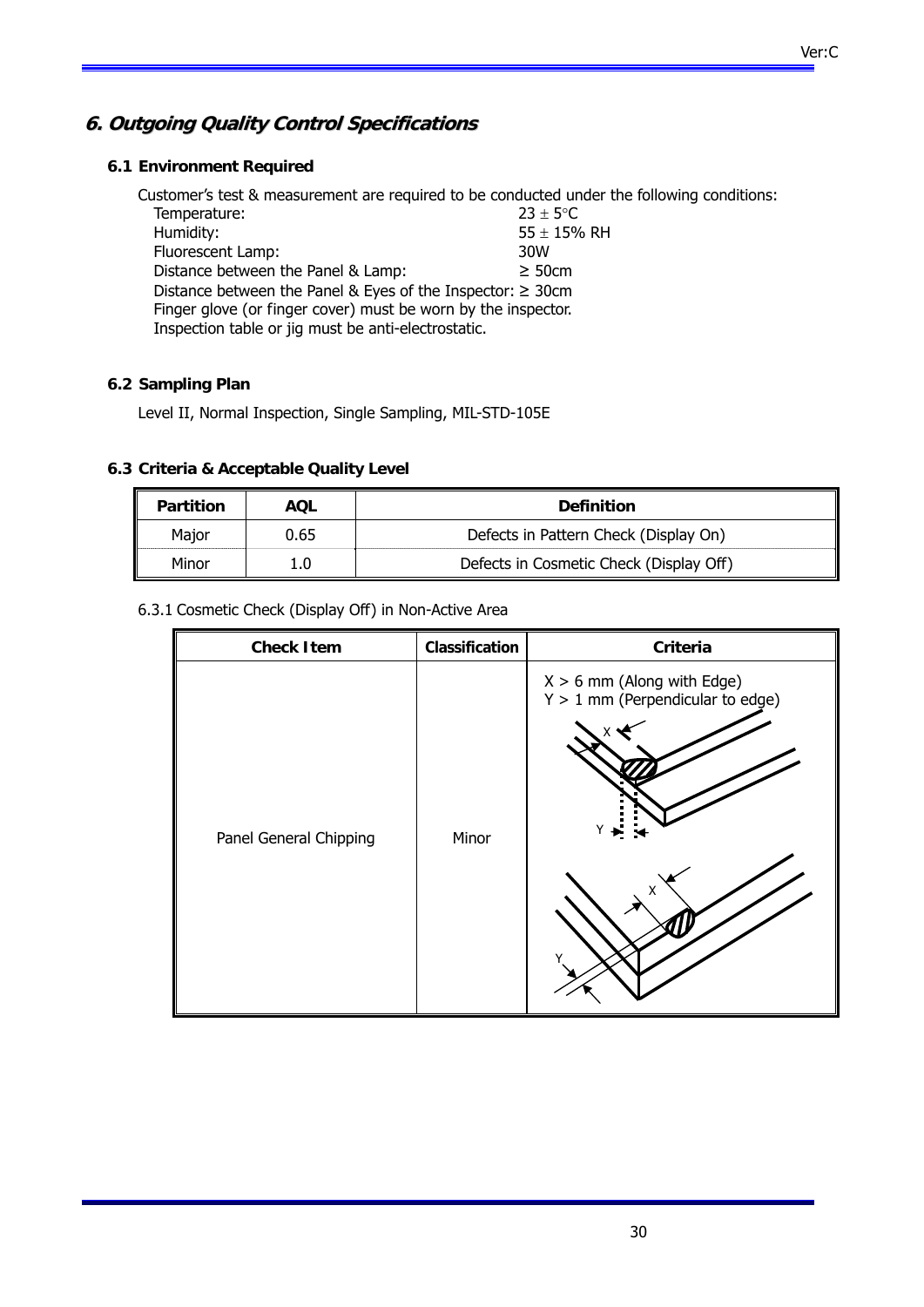# 6. Outgoing Quality Control Specifications

## 6.1 Environment Required

Customer's test & measurement are required to be conducted under the following conditions:

Temperature: 23 ± 5°C
Humidity: 55 ± 15% RH
Fluorescent Lamp: 30W
Distance between the Panel & Lamp: ≥ 50cm
Distance between the Panel & Eyes of the Inspector: ≥ 30cm
Finger glove (or finger cover) must be worn by the inspector.
Inspection table or jig must be anti-electrostatic.

## 6.2 Sampling Plan

Level II, Normal Inspection, Single Sampling, MIL-STD-105E

## 6.3 Criteria & Acceptable Quality Level

| Partition | AQL | Definition |
|---|---|---|
| Major | 0.65 | Defects in Pattern Check (Display On) |
| Minor | 1.0 | Defects in Cosmetic Check (Display Off) |

6.3.1 Cosmetic Check (Display Off) in Non-Active Area

| Check Item | Classification | Criteria |
|---|---|---|
| Panel General Chipping | Minor | X > 6 mm (Along with Edge)<br>Y > 1 mm (Perpendicular to edge) |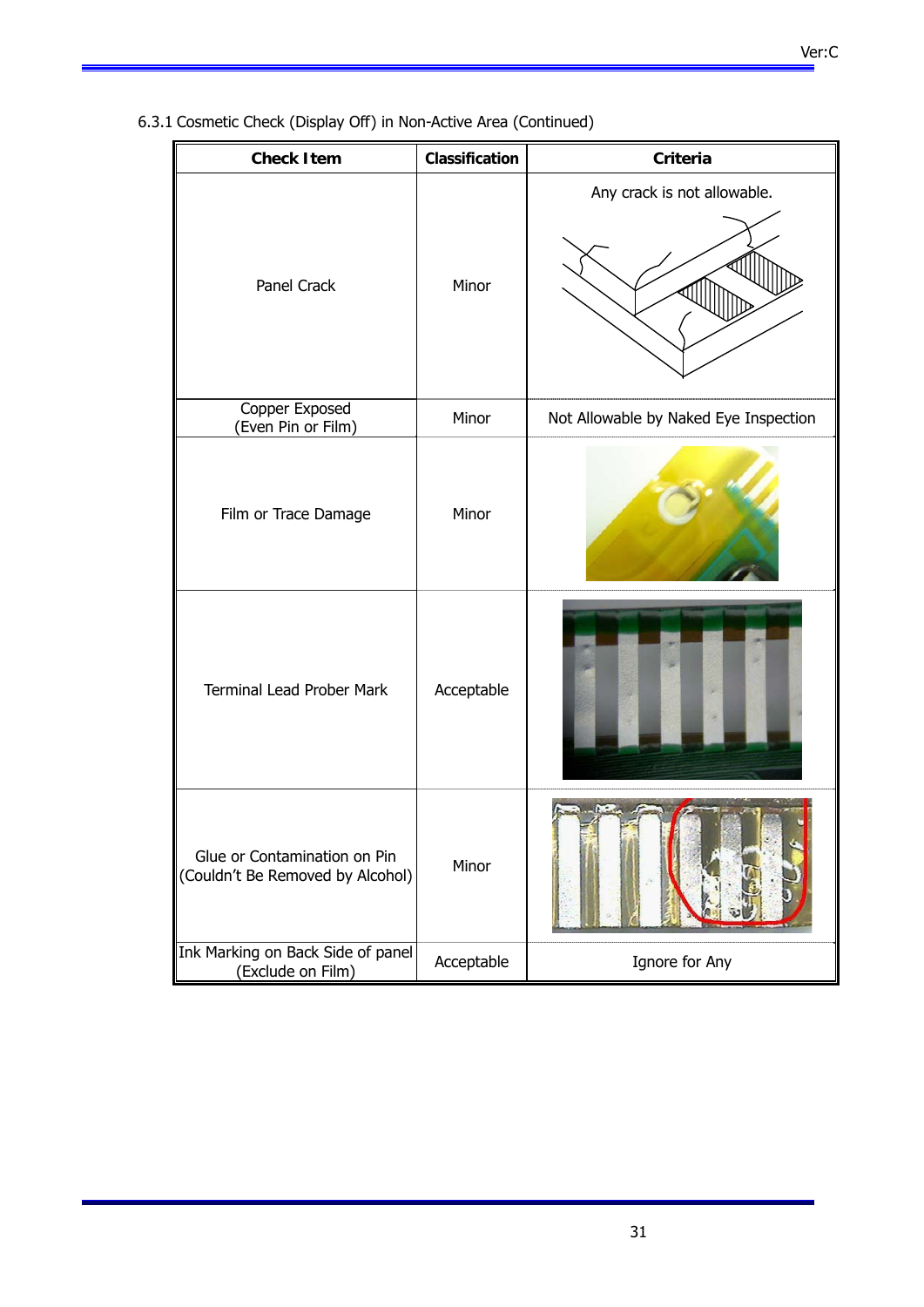6.3.1 Cosmetic Check (Display Off) in Non-Active Area (Continued)

| Check Item | Classification | Criteria |
|---|---|---|
| Panel Crack | Minor | Any crack is not allowable. |
| Copper Exposed (Even Pin or Film) | Minor | Not Allowable by Naked Eye Inspection |
| Film or Trace Damage | Minor | |
| Terminal Lead Prober Mark | Acceptable | |
| Glue or Contamination on Pin (Couldn't Be Removed by Alcohol) | Minor | |
| Ink Marking on Back Side of panel (Exclude on Film) | Acceptable | Ignore for Any |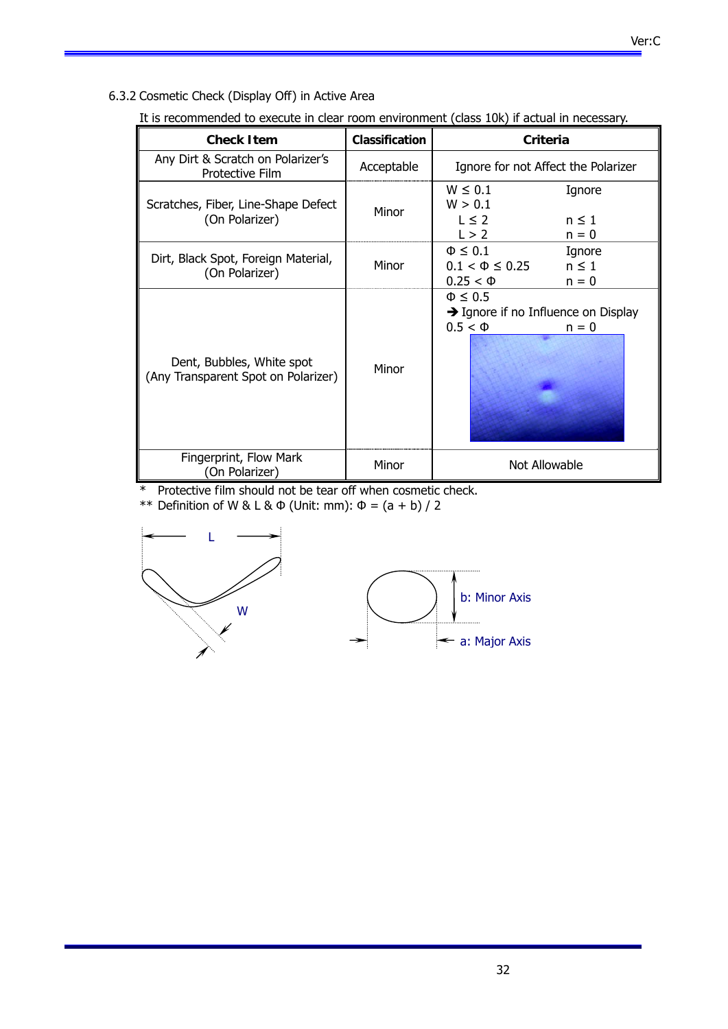### 6.3.2 Cosmetic Check (Display Off) in Active Area

It is recommended to execute in clear room environment (class 10k) if actual in necessary.

| Check Item | Classification | Criteria |
|---|---|---|
| Any Dirt & Scratch on Polarizer's Protective Film | Acceptable | Ignore for not Affect the Polarizer |
| Scratches, Fiber, Line-Shape Defect (On Polarizer) | Minor | $W \leq 0.1$ Ignore<br>$W > 0.1$<br>$L \leq 2$ $n \leq 1$<br>$L > 2$ $n = 0$ |
| Dirt, Black Spot, Foreign Material, (On Polarizer) | Minor | $\Phi \leq 0.1$ Ignore<br>$0.1 < \Phi \leq 0.25$ $n \leq 1$<br>$0.25 < \Phi$ $n = 0$ |
| Dent, Bubbles, White spot (Any Transparent Spot on Polarizer) | Minor | $\Phi \leq 0.5$<br>➔ Ignore if no Influence on Display<br>$0.5 < \Phi$ $n = 0$ |
| Fingerprint, Flow Mark (On Polarizer) | Minor | Not Allowable |

\* Protective film should not be tear off when cosmetic check.

** Definition of W & L & Φ (Unit: mm): $\Phi = (a + b) / 2$

L

W

b: Minor Axis

a: Major Axis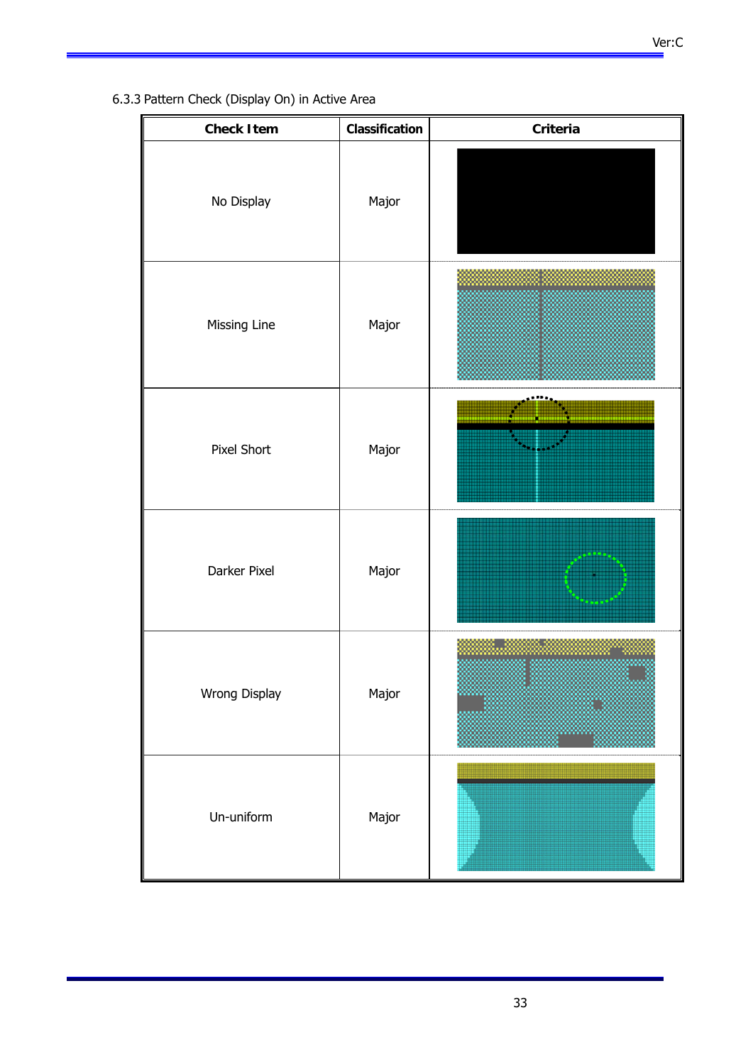6.3.3 Pattern Check (Display On) in Active Area

| Check Item | Classification | Criteria |
|---|---|---|
| No Display | Major | |
| Missing Line | Major | |
| Pixel Short | Major | |
| Darker Pixel | Major | |
| Wrong Display | Major | |
| Un-uniform | Major | |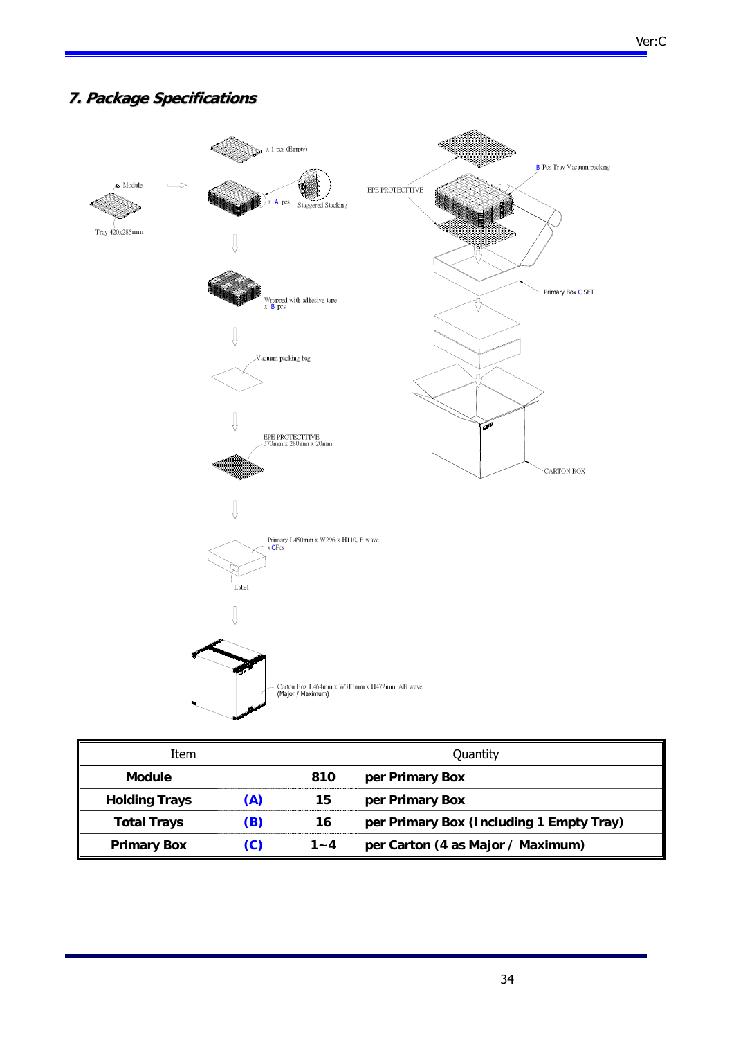## 7. Package Specifications

Module

Tray 420x285mm

x 1 pcs (Empty)

x A pcs

Staggered Stacking

Wrapped with adhesive tape
x B pcs

Vacuum packing bag

EPE PROTECTTIVE
570mm x 280mm x 20mm

Primary L450mm x W296 x H110, B wave
x C Pcs

Label

Carton Box L464mm x W313mm x H472mm, AB wave
(Major / Maximum)

EPE PROTECTTIVE

B Pcs Tray Vacuum packing

Primary Box C SET

CARTON BOX

| Item | | Quantity | |
|---|---|---|---|
| **Module** | | **810** | **per Primary Box** |
| **Holding Trays** | **(A)** | **15** | **per Primary Box** |
| **Total Trays** | **(B)** | **16** | **per Primary Box (Including 1 Empty Tray)** |
| **Primary Box** | **(C)** | **1~4** | **per Carton (4 as Major / Maximum)** |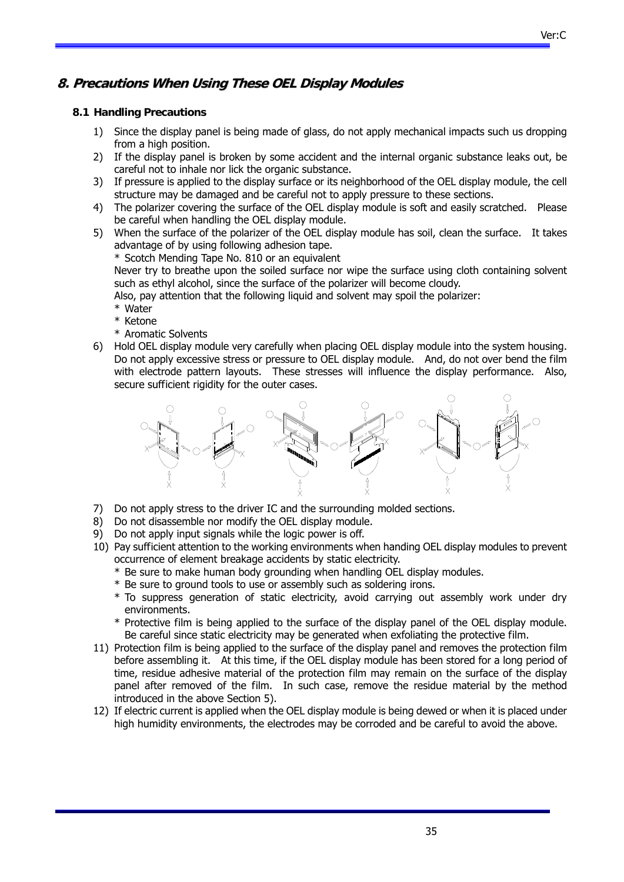## 8. Precautions When Using These OEL Display Modules

### 8.1 Handling Precautions

1) Since the display panel is being made of glass, do not apply mechanical impacts such us dropping from a high position.
2) If the display panel is broken by some accident and the internal organic substance leaks out, be careful not to inhale nor lick the organic substance.
3) If pressure is applied to the display surface or its neighborhood of the OEL display module, the cell structure may be damaged and be careful not to apply pressure to these sections.
4) The polarizer covering the surface of the OEL display module is soft and easily scratched. Please be careful when handling the OEL display module.
5) When the surface of the polarizer of the OEL display module has soil, clean the surface. It takes advantage of by using following adhesion tape.
   * Scotch Mending Tape No. 810 or an equivalent
   
   Never try to breathe upon the soiled surface nor wipe the surface using cloth containing solvent such as ethyl alcohol, since the surface of the polarizer will become cloudy.
   
   Also, pay attention that the following liquid and solvent may spoil the polarizer:
   * Water
   * Ketone
   * Aromatic Solvents
6) Hold OEL display module very carefully when placing OEL display module into the system housing. Do not apply excessive stress or pressure to OEL display module. And, do not over bend the film with electrode pattern layouts. These stresses will influence the display performance. Also, secure sufficient rigidity for the outer cases.
7) Do not apply stress to the driver IC and the surrounding molded sections.
8) Do not disassemble nor modify the OEL display module.
9) Do not apply input signals while the logic power is off.
10) Pay sufficient attention to the working environments when handing OEL display modules to prevent occurrence of element breakage accidents by static electricity.
    * Be sure to make human body grounding when handling OEL display modules.
    * Be sure to ground tools to use or assembly such as soldering irons.
    * To suppress generation of static electricity, avoid carrying out assembly work under dry environments.
    * Protective film is being applied to the surface of the display panel of the OEL display module. Be careful since static electricity may be generated when exfoliating the protective film.
11) Protection film is being applied to the surface of the display panel and removes the protection film before assembling it. At this time, if the OEL display module has been stored for a long period of time, residue adhesive material of the protection film may remain on the surface of the display panel after removed of the film. In such case, remove the residue material by the method introduced in the above Section 5).
12) If electric current is applied when the OEL display module is being dewed or when it is placed under high humidity environments, the electrodes may be corroded and be careful to avoid the above.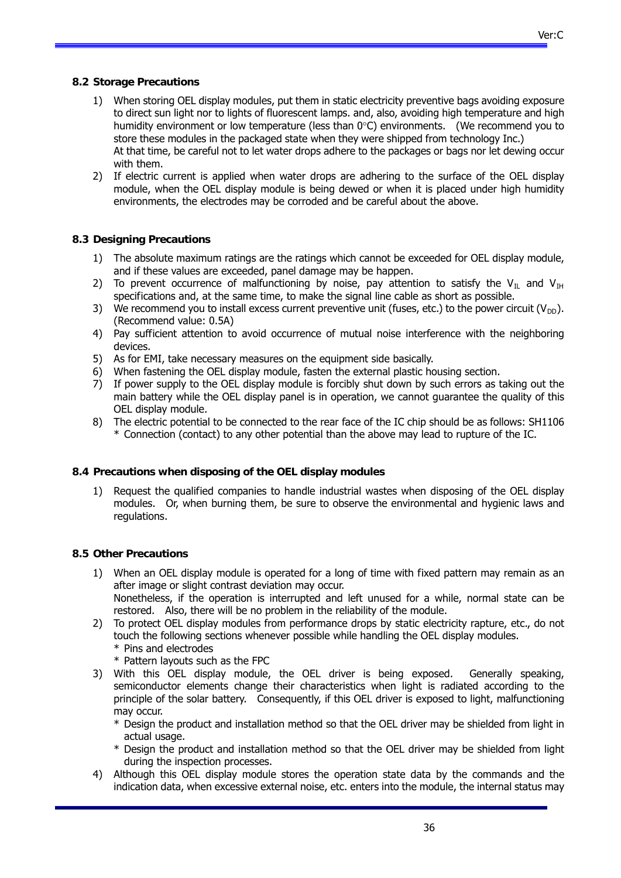## 8.2 Storage Precautions

1) When storing OEL display modules, put them in static electricity preventive bags avoiding exposure to direct sun light nor to lights of fluorescent lamps. and, also, avoiding high temperature and high humidity environment or low temperature (less than 0°C) environments. (We recommend you to store these modules in the packaged state when they were shipped from technology Inc.)
   At that time, be careful not to let water drops adhere to the packages or bags nor let dewing occur with them.
2) If electric current is applied when water drops are adhering to the surface of the OEL display module, when the OEL display module is being dewed or when it is placed under high humidity environments, the electrodes may be corroded and be careful about the above.

## 8.3 Designing Precautions

1) The absolute maximum ratings are the ratings which cannot be exceeded for OEL display module, and if these values are exceeded, panel damage may be happen.
2) To prevent occurrence of malfunctioning by noise, pay attention to satisfy the $V_{IL}$ and $V_{IH}$ specifications and, at the same time, to make the signal line cable as short as possible.
3) We recommend you to install excess current preventive unit (fuses, etc.) to the power circuit ($V_{DD}$). (Recommend value: 0.5A)
4) Pay sufficient attention to avoid occurrence of mutual noise interference with the neighboring devices.
5) As for EMI, take necessary measures on the equipment side basically.
6) When fastening the OEL display module, fasten the external plastic housing section.
7) If power supply to the OEL display module is forcibly shut down by such errors as taking out the main battery while the OEL display panel is in operation, we cannot guarantee the quality of this OEL display module.
8) The electric potential to be connected to the rear face of the IC chip should be as follows: SH1106
   * Connection (contact) to any other potential than the above may lead to rupture of the IC.

## 8.4 Precautions when disposing of the OEL display modules

1) Request the qualified companies to handle industrial wastes when disposing of the OEL display modules. Or, when burning them, be sure to observe the environmental and hygienic laws and regulations.

## 8.5 Other Precautions

1) When an OEL display module is operated for a long of time with fixed pattern may remain as an after image or slight contrast deviation may occur.
   Nonetheless, if the operation is interrupted and left unused for a while, normal state can be restored. Also, there will be no problem in the reliability of the module.
2) To protect OEL display modules from performance drops by static electricity rapture, etc., do not touch the following sections whenever possible while handling the OEL display modules.
   * Pins and electrodes
   * Pattern layouts such as the FPC
3) With this OEL display module, the OEL driver is being exposed. Generally speaking, semiconductor elements change their characteristics when light is radiated according to the principle of the solar battery. Consequently, if this OEL driver is exposed to light, malfunctioning may occur.
   * Design the product and installation method so that the OEL driver may be shielded from light in actual usage.
   * Design the product and installation method so that the OEL driver may be shielded from light during the inspection processes.
4) Although this OEL display module stores the operation state data by the commands and the indication data, when excessive external noise, etc. enters into the module, the internal status may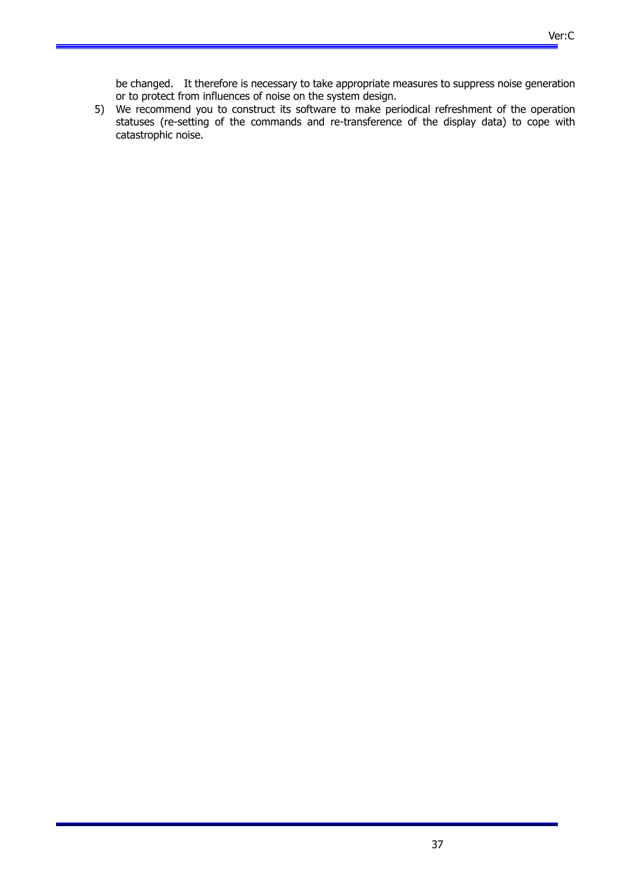be changed.  It therefore is necessary to take appropriate measures to suppress noise generation or to protect from influences of noise on the system design.

5) We recommend you to construct its software to make periodical refreshment of the operation statuses (re-setting of the commands and re-transference of the display data) to cope with catastrophic noise.